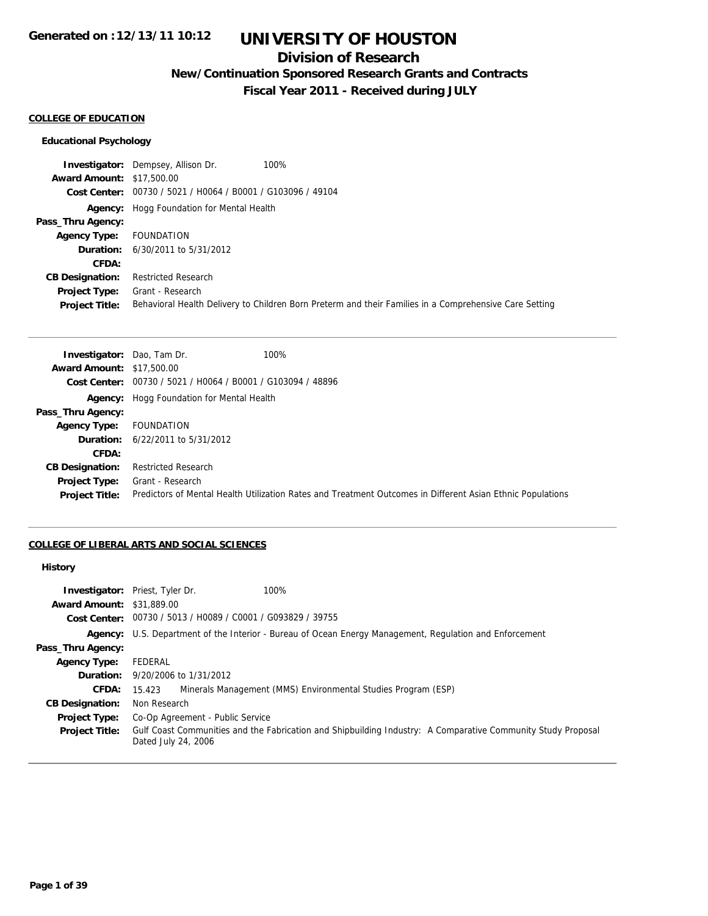Generated on :12/13/11 10:12

# UNIVERSITY OF HOUSTON

## Division of Research

### New/Continuation Sponsored Research Grants and Contracts

### Fiscal Year 2011 - Received during JULY

**COLLEGE OF EDUCATION**

**Educational Psychology**

| | | |
|---|---|---|
| **Investigator:** | Dempsey, Allison Dr. | 100% |
| **Award Amount:** | $17,500.00 | |
| **Cost Center:** | 00730 / 5021 / H0064 / B0001 / G103096 / 49104 | |
| **Agency:** | Hogg Foundation for Mental Health | |
| **Pass_Thru Agency:** | | |
| **Agency Type:** | FOUNDATION | |
| **Duration:** | 6/30/2011 to 5/31/2012 | |
| **CFDA:** | | |
| **CB Designation:** | Restricted Research | |
| **Project Type:** | Grant - Research | |
| **Project Title:** | Behavioral Health Delivery to Children Born Preterm and their Families in a Comprehensive Care Setting | |

| | | |
|---|---|---|
| **Investigator:** | Dao, Tam Dr. | 100% |
| **Award Amount:** | $17,500.00 | |
| **Cost Center:** | 00730 / 5021 / H0064 / B0001 / G103094 / 48896 | |
| **Agency:** | Hogg Foundation for Mental Health | |
| **Pass_Thru Agency:** | | |
| **Agency Type:** | FOUNDATION | |
| **Duration:** | 6/22/2011 to 5/31/2012 | |
| **CFDA:** | | |
| **CB Designation:** | Restricted Research | |
| **Project Type:** | Grant - Research | |
| **Project Title:** | Predictors of Mental Health Utilization Rates and Treatment Outcomes in Different Asian Ethnic Populations | |

**COLLEGE OF LIBERAL ARTS AND SOCIAL SCIENCES**

**History**

| | | |
|---|---|---|
| **Investigator:** | Priest, Tyler Dr. | 100% |
| **Award Amount:** | $31,889.00 | |
| **Cost Center:** | 00730 / 5013 / H0089 / C0001 / G093829 / 39755 | |
| **Agency:** | U.S. Department of the Interior - Bureau of Ocean Energy Management, Regulation and Enforcement | |
| **Pass_Thru Agency:** | | |
| **Agency Type:** | FEDERAL | |
| **Duration:** | 9/20/2006 to 1/31/2012 | |
| **CFDA:** | 15.423 Minerals Management (MMS) Environmental Studies Program (ESP) | |
| **CB Designation:** | Non Research | |
| **Project Type:** | Co-Op Agreement - Public Service | |
| **Project Title:** | Gulf Coast Communities and the Fabrication and Shipbuilding Industry: A Comparative Community Study Proposal Dated July 24, 2006 | |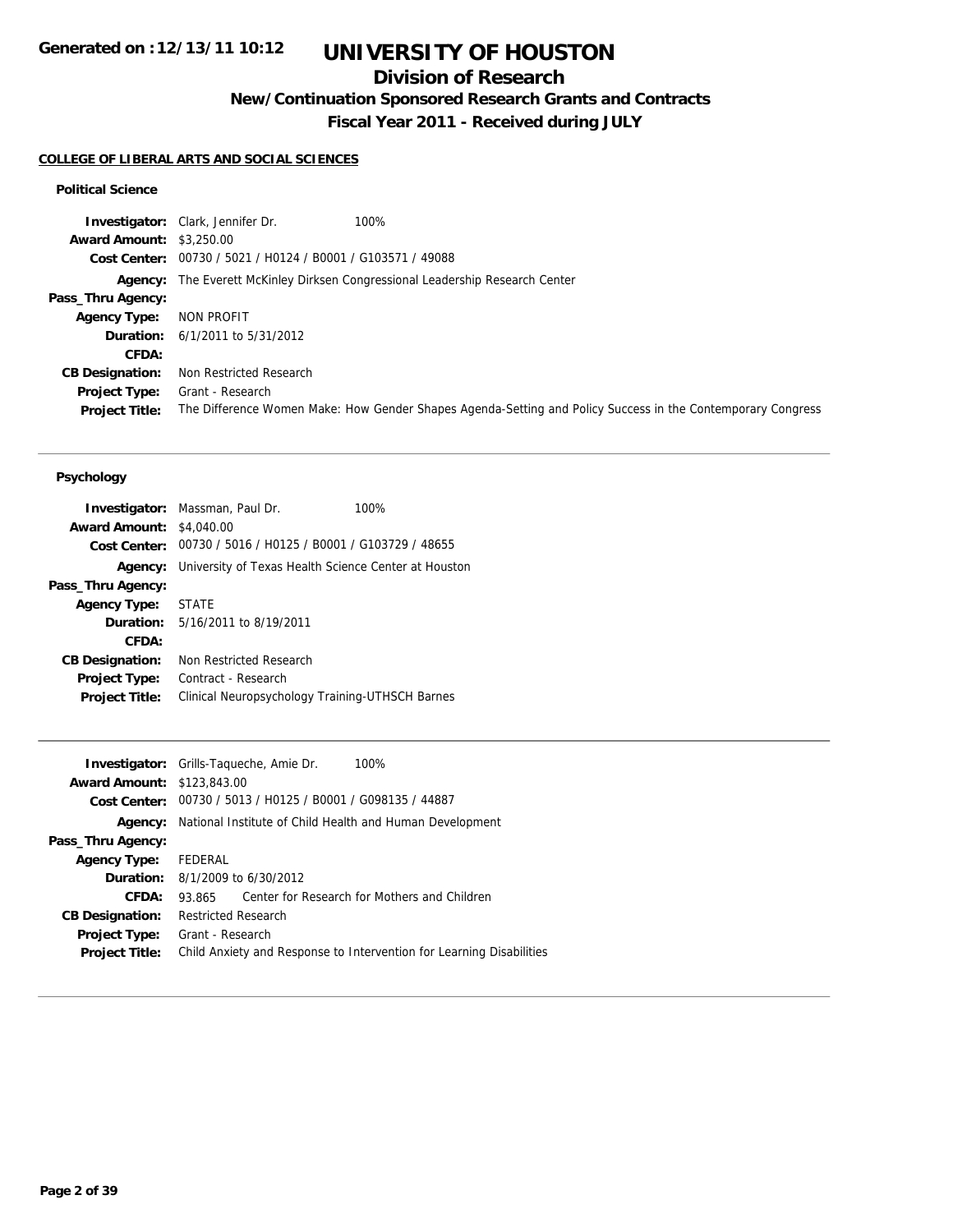**Generated on :12/13/11 10:12**

# UNIVERSITY OF HOUSTON

## Division of Research

### New/Continuation Sponsored Research Grants and Contracts

### Fiscal Year 2011 - Received during JULY

**COLLEGE OF LIBERAL ARTS AND SOCIAL SCIENCES**

#### Political Science

| | |
|---|---|
| **Investigator:** | Clark, Jennifer Dr. 100% |
| **Award Amount:** | $3,250.00 |
| **Cost Center:** | 00730 / 5021 / H0124 / B0001 / G103571 / 49088 |
| **Agency:** | The Everett McKinley Dirksen Congressional Leadership Research Center |
| **Pass_Thru Agency:** | |
| **Agency Type:** | NON PROFIT |
| **Duration:** | 6/1/2011 to 5/31/2012 |
| **CFDA:** | |
| **CB Designation:** | Non Restricted Research |
| **Project Type:** | Grant - Research |
| **Project Title:** | The Difference Women Make: How Gender Shapes Agenda-Setting and Policy Success in the Contemporary Congress |

---

#### Psychology

| | |
|---|---|
| **Investigator:** | Massman, Paul Dr. 100% |
| **Award Amount:** | $4,040.00 |
| **Cost Center:** | 00730 / 5016 / H0125 / B0001 / G103729 / 48655 |
| **Agency:** | University of Texas Health Science Center at Houston |
| **Pass_Thru Agency:** | |
| **Agency Type:** | STATE |
| **Duration:** | 5/16/2011 to 8/19/2011 |
| **CFDA:** | |
| **CB Designation:** | Non Restricted Research |
| **Project Type:** | Contract - Research |
| **Project Title:** | Clinical Neuropsychology Training-UTHSCH Barnes |

---

| | |
|---|---|
| **Investigator:** | Grills-Taqueche, Amie Dr. 100% |
| **Award Amount:** | $123,843.00 |
| **Cost Center:** | 00730 / 5013 / H0125 / B0001 / G098135 / 44887 |
| **Agency:** | National Institute of Child Health and Human Development |
| **Pass_Thru Agency:** | |
| **Agency Type:** | FEDERAL |
| **Duration:** | 8/1/2009 to 6/30/2012 |
| **CFDA:** | 93.865 Center for Research for Mothers and Children |
| **CB Designation:** | Restricted Research |
| **Project Type:** | Grant - Research |
| **Project Title:** | Child Anxiety and Response to Intervention for Learning Disabilities |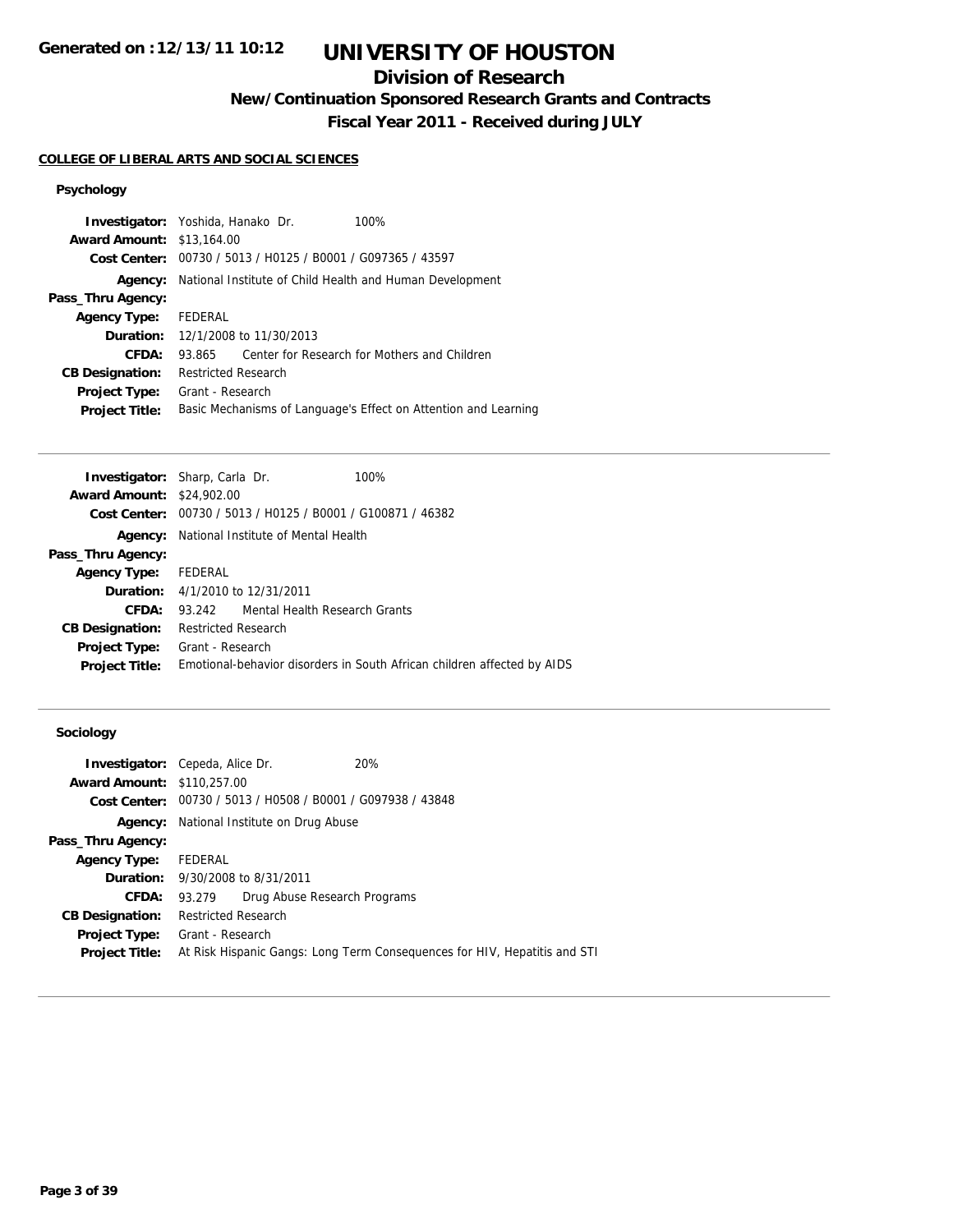# UNIVERSITY OF HOUSTON

## Division of Research

### New/Continuation Sponsored Research Grants and Contracts

### Fiscal Year 2011 - Received during JULY

Generated on :12/13/11 10:12

**COLLEGE OF LIBERAL ARTS AND SOCIAL SCIENCES**

#### Psychology

**Investigator:** Yoshida, Hanako Dr. 100%
**Award Amount:** $13,164.00
**Cost Center:** 00730 / 5013 / H0125 / B0001 / G097365 / 43597
**Agency:** National Institute of Child Health and Human Development
**Pass_Thru Agency:**
**Agency Type:** FEDERAL
**Duration:** 12/1/2008 to 11/30/2013
**CFDA:** 93.865 Center for Research for Mothers and Children
**CB Designation:** Restricted Research
**Project Type:** Grant - Research
**Project Title:** Basic Mechanisms of Language's Effect on Attention and Learning

---

**Investigator:** Sharp, Carla Dr. 100%
**Award Amount:** $24,902.00
**Cost Center:** 00730 / 5013 / H0125 / B0001 / G100871 / 46382
**Agency:** National Institute of Mental Health
**Pass_Thru Agency:**
**Agency Type:** FEDERAL
**Duration:** 4/1/2010 to 12/31/2011
**CFDA:** 93.242 Mental Health Research Grants
**CB Designation:** Restricted Research
**Project Type:** Grant - Research
**Project Title:** Emotional-behavior disorders in South African children affected by AIDS

---

#### Sociology

**Investigator:** Cepeda, Alice Dr. 20%
**Award Amount:** $110,257.00
**Cost Center:** 00730 / 5013 / H0508 / B0001 / G097938 / 43848
**Agency:** National Institute on Drug Abuse
**Pass_Thru Agency:**
**Agency Type:** FEDERAL
**Duration:** 9/30/2008 to 8/31/2011
**CFDA:** 93.279 Drug Abuse Research Programs
**CB Designation:** Restricted Research
**Project Type:** Grant - Research
**Project Title:** At Risk Hispanic Gangs: Long Term Consequences for HIV, Hepatitis and STI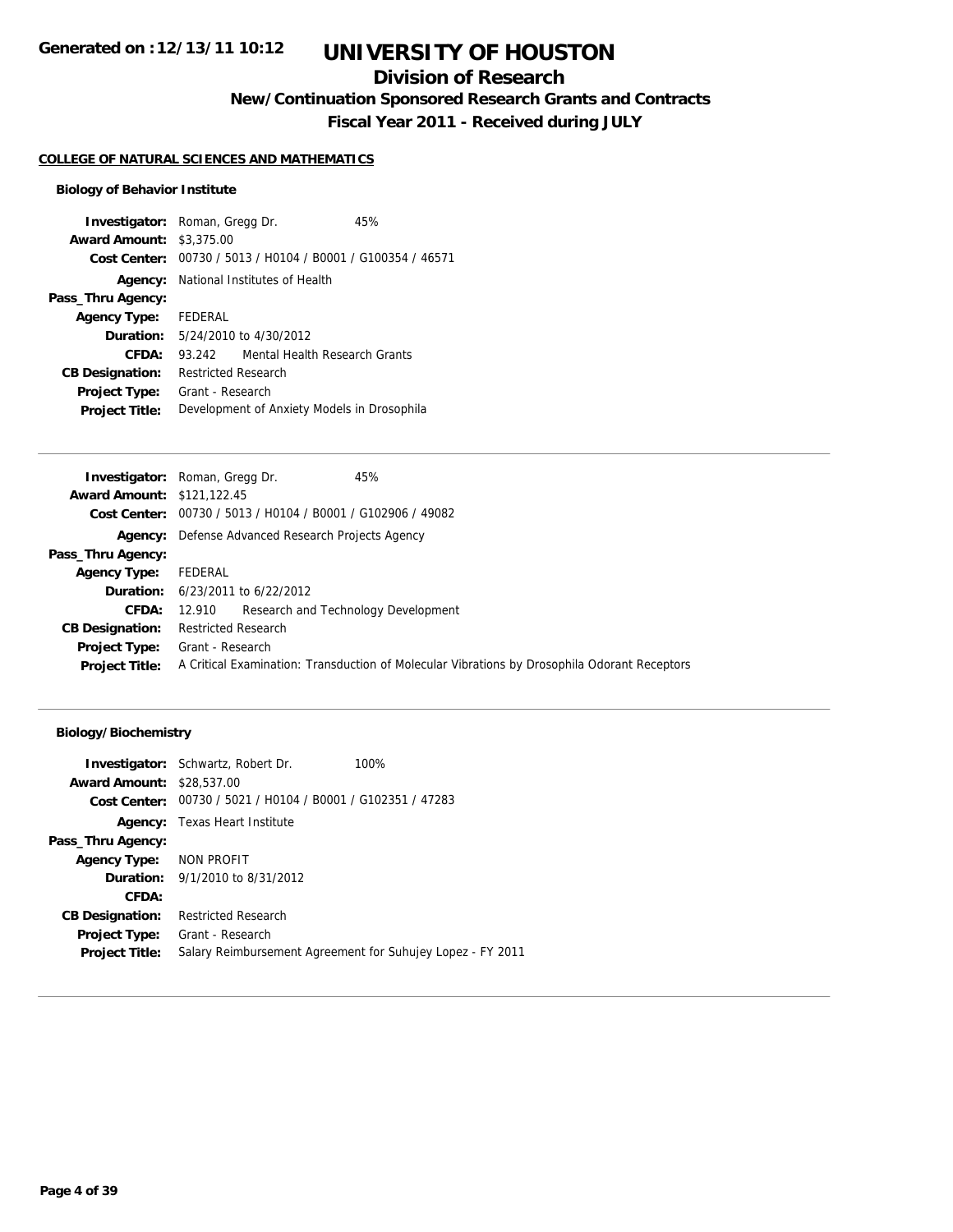**Generated on :12/13/11 10:12**

# UNIVERSITY OF HOUSTON

## Division of Research

### New/Continuation Sponsored Research Grants and Contracts

### Fiscal Year 2011 - Received during JULY

**COLLEGE OF NATURAL SCIENCES AND MATHEMATICS**

**Biology of Behavior Institute**

| | | |
|---|---|---|
| **Investigator:** | Roman, Gregg Dr. | 45% |
| **Award Amount:** | $3,375.00 | |
| **Cost Center:** | 00730 / 5013 / H0104 / B0001 / G100354 / 46571 | |
| **Agency:** | National Institutes of Health | |
| **Pass_Thru Agency:** | | |
| **Agency Type:** | FEDERAL | |
| **Duration:** | 5/24/2010 to 4/30/2012 | |
| **CFDA:** | 93.242 Mental Health Research Grants | |
| **CB Designation:** | Restricted Research | |
| **Project Type:** | Grant - Research | |
| **Project Title:** | Development of Anxiety Models in Drosophila | |

---

| | | |
|---|---|---|
| **Investigator:** | Roman, Gregg Dr. | 45% |
| **Award Amount:** | $121,122.45 | |
| **Cost Center:** | 00730 / 5013 / H0104 / B0001 / G102906 / 49082 | |
| **Agency:** | Defense Advanced Research Projects Agency | |
| **Pass_Thru Agency:** | | |
| **Agency Type:** | FEDERAL | |
| **Duration:** | 6/23/2011 to 6/22/2012 | |
| **CFDA:** | 12.910 Research and Technology Development | |
| **CB Designation:** | Restricted Research | |
| **Project Type:** | Grant - Research | |
| **Project Title:** | A Critical Examination: Transduction of Molecular Vibrations by Drosophila Odorant Receptors | |

---

**Biology/Biochemistry**

| | | |
|---|---|---|
| **Investigator:** | Schwartz, Robert Dr. | 100% |
| **Award Amount:** | $28,537.00 | |
| **Cost Center:** | 00730 / 5021 / H0104 / B0001 / G102351 / 47283 | |
| **Agency:** | Texas Heart Institute | |
| **Pass_Thru Agency:** | | |
| **Agency Type:** | NON PROFIT | |
| **Duration:** | 9/1/2010 to 8/31/2012 | |
| **CFDA:** | | |
| **CB Designation:** | Restricted Research | |
| **Project Type:** | Grant - Research | |
| **Project Title:** | Salary Reimbursement Agreement for Suhujey Lopez - FY 2011 | |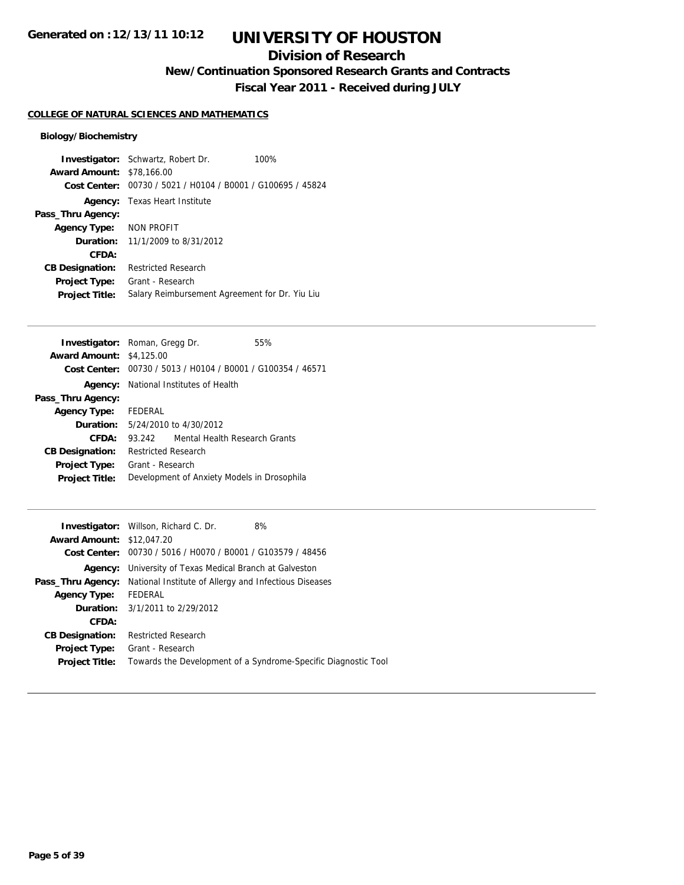# UNIVERSITY OF HOUSTON

## Division of Research

### New/Continuation Sponsored Research Grants and Contracts

### Fiscal Year 2011 - Received during JULY

**Generated on :12/13/11 10:12**

**COLLEGE OF NATURAL SCIENCES AND MATHEMATICS**

**Biology/Biochemistry**

**Investigator:** Schwartz, Robert Dr. 100%
**Award Amount:** $78,166.00
**Cost Center:** 00730 / 5021 / H0104 / B0001 / G100695 / 45824
**Agency:** Texas Heart Institute
**Pass_Thru Agency:**
**Agency Type:** NON PROFIT
**Duration:** 11/1/2009 to 8/31/2012
**CFDA:**
**CB Designation:** Restricted Research
**Project Type:** Grant - Research
**Project Title:** Salary Reimbursement Agreement for Dr. Yiu Liu

---

**Investigator:** Roman, Gregg Dr. 55%
**Award Amount:** $4,125.00
**Cost Center:** 00730 / 5013 / H0104 / B0001 / G100354 / 46571
**Agency:** National Institutes of Health
**Pass_Thru Agency:**
**Agency Type:** FEDERAL
**Duration:** 5/24/2010 to 4/30/2012
**CFDA:** 93.242 Mental Health Research Grants
**CB Designation:** Restricted Research
**Project Type:** Grant - Research
**Project Title:** Development of Anxiety Models in Drosophila

---

**Investigator:** Willson, Richard C. Dr. 8%
**Award Amount:** $12,047.20
**Cost Center:** 00730 / 5016 / H0070 / B0001 / G103579 / 48456
**Agency:** University of Texas Medical Branch at Galveston
**Pass_Thru Agency:** National Institute of Allergy and Infectious Diseases
**Agency Type:** FEDERAL
**Duration:** 3/1/2011 to 2/29/2012
**CFDA:**
**CB Designation:** Restricted Research
**Project Type:** Grant - Research
**Project Title:** Towards the Development of a Syndrome-Specific Diagnostic Tool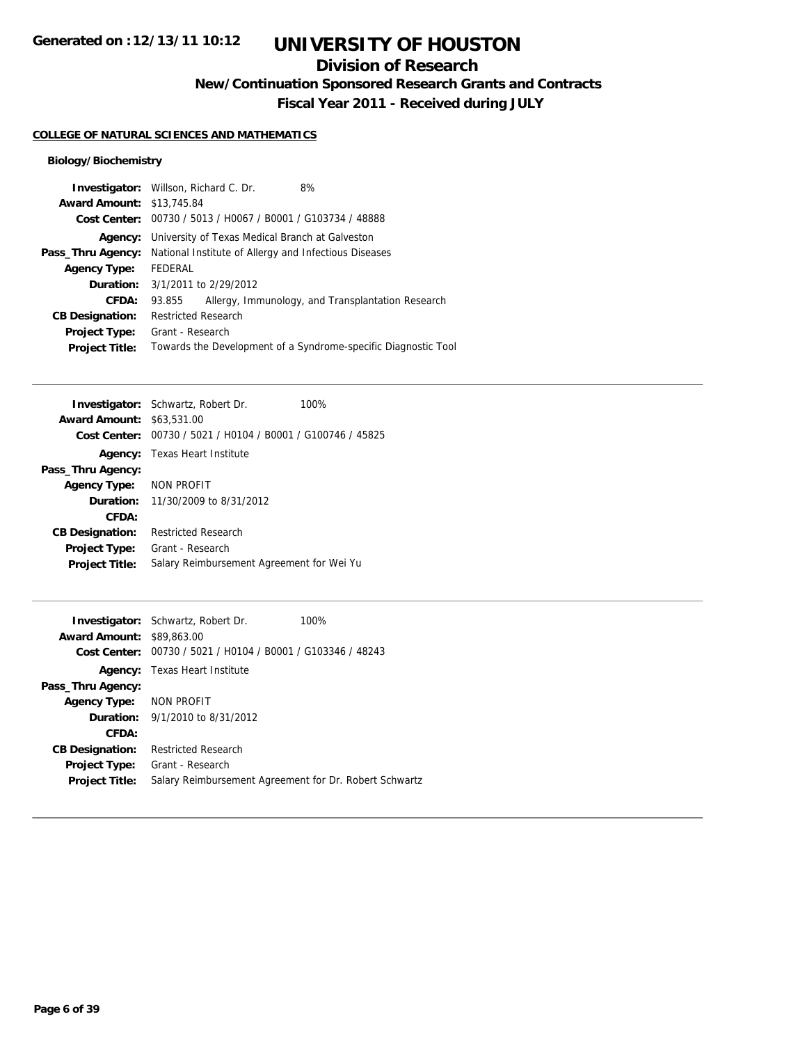Generated on :12/13/11 10:12

# UNIVERSITY OF HOUSTON

## Division of Research

### New/Continuation Sponsored Research Grants and Contracts

### Fiscal Year 2011 - Received during JULY

**COLLEGE OF NATURAL SCIENCES AND MATHEMATICS**

**Biology/Biochemistry**

**Investigator:** Willson, Richard C. Dr. 8%
**Award Amount:** $13,745.84
**Cost Center:** 00730 / 5013 / H0067 / B0001 / G103734 / 48888
**Agency:** University of Texas Medical Branch at Galveston
**Pass_Thru Agency:** National Institute of Allergy and Infectious Diseases
**Agency Type:** FEDERAL
**Duration:** 3/1/2011 to 2/29/2012
**CFDA:** 93.855 Allergy, Immunology, and Transplantation Research
**CB Designation:** Restricted Research
**Project Type:** Grant - Research
**Project Title:** Towards the Development of a Syndrome-specific Diagnostic Tool

---

**Investigator:** Schwartz, Robert Dr. 100%
**Award Amount:** $63,531.00
**Cost Center:** 00730 / 5021 / H0104 / B0001 / G100746 / 45825
**Agency:** Texas Heart Institute
**Pass_Thru Agency:**
**Agency Type:** NON PROFIT
**Duration:** 11/30/2009 to 8/31/2012
**CFDA:**
**CB Designation:** Restricted Research
**Project Type:** Grant - Research
**Project Title:** Salary Reimbursement Agreement for Wei Yu

---

**Investigator:** Schwartz, Robert Dr. 100%
**Award Amount:** $89,863.00
**Cost Center:** 00730 / 5021 / H0104 / B0001 / G103346 / 48243
**Agency:** Texas Heart Institute
**Pass_Thru Agency:**
**Agency Type:** NON PROFIT
**Duration:** 9/1/2010 to 8/31/2012
**CFDA:**
**CB Designation:** Restricted Research
**Project Type:** Grant - Research
**Project Title:** Salary Reimbursement Agreement for Dr. Robert Schwartz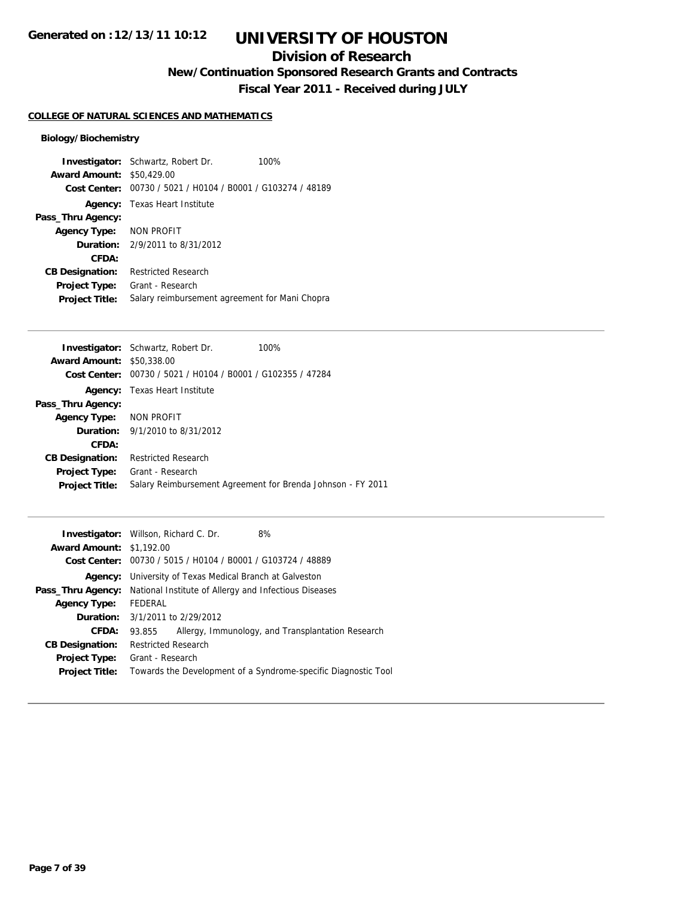**Generated on :12/13/11 10:12**

# UNIVERSITY OF HOUSTON

## Division of Research

### New/Continuation Sponsored Research Grants and Contracts

### Fiscal Year 2011 - Received during JULY

**COLLEGE OF NATURAL SCIENCES AND MATHEMATICS**

**Biology/Biochemistry**

**Investigator:** Schwartz, Robert Dr. 100%
**Award Amount:** $50,429.00
**Cost Center:** 00730 / 5021 / H0104 / B0001 / G103274 / 48189
**Agency:** Texas Heart Institute
**Pass_Thru Agency:**
**Agency Type:** NON PROFIT
**Duration:** 2/9/2011 to 8/31/2012
**CFDA:**
**CB Designation:** Restricted Research
**Project Type:** Grant - Research
**Project Title:** Salary reimbursement agreement for Mani Chopra

---

**Investigator:** Schwartz, Robert Dr. 100%
**Award Amount:** $50,338.00
**Cost Center:** 00730 / 5021 / H0104 / B0001 / G102355 / 47284
**Agency:** Texas Heart Institute
**Pass_Thru Agency:**
**Agency Type:** NON PROFIT
**Duration:** 9/1/2010 to 8/31/2012
**CFDA:**
**CB Designation:** Restricted Research
**Project Type:** Grant - Research
**Project Title:** Salary Reimbursement Agreement for Brenda Johnson - FY 2011

---

**Investigator:** Willson, Richard C. Dr. 8%
**Award Amount:** $1,192.00
**Cost Center:** 00730 / 5015 / H0104 / B0001 / G103724 / 48889
**Agency:** University of Texas Medical Branch at Galveston
**Pass_Thru Agency:** National Institute of Allergy and Infectious Diseases
**Agency Type:** FEDERAL
**Duration:** 3/1/2011 to 2/29/2012
**CFDA:** 93.855 Allergy, Immunology, and Transplantation Research
**CB Designation:** Restricted Research
**Project Type:** Grant - Research
**Project Title:** Towards the Development of a Syndrome-specific Diagnostic Tool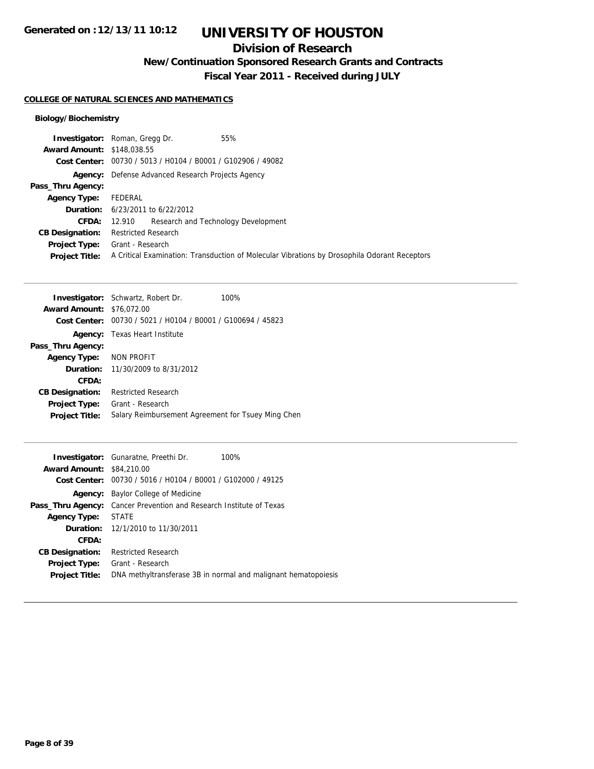Generated on :12/13/11 10:12

# UNIVERSITY OF HOUSTON

## Division of Research

### New/Continuation Sponsored Research Grants and Contracts

### Fiscal Year 2011 - Received during JULY

**COLLEGE OF NATURAL SCIENCES AND MATHEMATICS**

**Biology/Biochemistry**

| | |
|---|---|
| **Investigator:** | Roman, Gregg Dr. 55% |
| **Award Amount:** | $148,038.55 |
| **Cost Center:** | 00730 / 5013 / H0104 / B0001 / G102906 / 49082 |
| **Agency:** | Defense Advanced Research Projects Agency |
| **Pass_Thru Agency:** | |
| **Agency Type:** | FEDERAL |
| **Duration:** | 6/23/2011 to 6/22/2012 |
| **CFDA:** | 12.910 Research and Technology Development |
| **CB Designation:** | Restricted Research |
| **Project Type:** | Grant - Research |
| **Project Title:** | A Critical Examination: Transduction of Molecular Vibrations by Drosophila Odorant Receptors |

---

| | |
|---|---|
| **Investigator:** | Schwartz, Robert Dr. 100% |
| **Award Amount:** | $76,072.00 |
| **Cost Center:** | 00730 / 5021 / H0104 / B0001 / G100694 / 45823 |
| **Agency:** | Texas Heart Institute |
| **Pass_Thru Agency:** | |
| **Agency Type:** | NON PROFIT |
| **Duration:** | 11/30/2009 to 8/31/2012 |
| **CFDA:** | |
| **CB Designation:** | Restricted Research |
| **Project Type:** | Grant - Research |
| **Project Title:** | Salary Reimbursement Agreement for Tsuey Ming Chen |

---

| | |
|---|---|
| **Investigator:** | Gunaratne, Preethi Dr. 100% |
| **Award Amount:** | $84,210.00 |
| **Cost Center:** | 00730 / 5016 / H0104 / B0001 / G102000 / 49125 |
| **Agency:** | Baylor College of Medicine |
| **Pass_Thru Agency:** | Cancer Prevention and Research Institute of Texas |
| **Agency Type:** | STATE |
| **Duration:** | 12/1/2010 to 11/30/2011 |
| **CFDA:** | |
| **CB Designation:** | Restricted Research |
| **Project Type:** | Grant - Research |
| **Project Title:** | DNA methyltransferase 3B in normal and malignant hematopoiesis |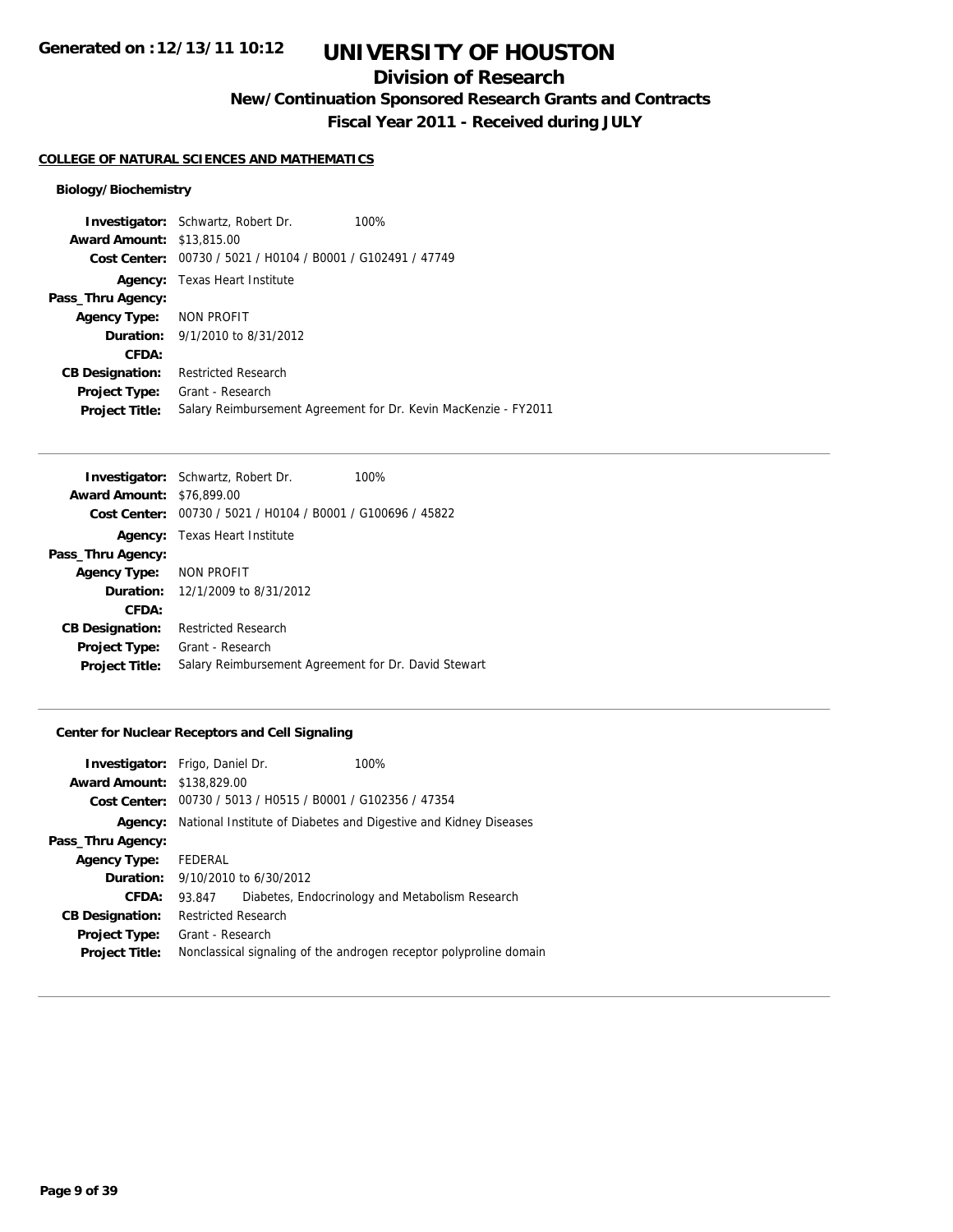# UNIVERSITY OF HOUSTON

## Division of Research

### New/Continuation Sponsored Research Grants and Contracts

### Fiscal Year 2011 - Received during JULY

Generated on :12/13/11 10:12

**COLLEGE OF NATURAL SCIENCES AND MATHEMATICS**

**Biology/Biochemistry**

**Investigator:** Schwartz, Robert Dr. 100%
**Award Amount:** $13,815.00
**Cost Center:** 00730 / 5021 / H0104 / B0001 / G102491 / 47749
**Agency:** Texas Heart Institute
**Pass_Thru Agency:**
**Agency Type:** NON PROFIT
**Duration:** 9/1/2010 to 8/31/2012
**CFDA:**
**CB Designation:** Restricted Research
**Project Type:** Grant - Research
**Project Title:** Salary Reimbursement Agreement for Dr. Kevin MacKenzie - FY2011

---

**Investigator:** Schwartz, Robert Dr. 100%
**Award Amount:** $76,899.00
**Cost Center:** 00730 / 5021 / H0104 / B0001 / G100696 / 45822
**Agency:** Texas Heart Institute
**Pass_Thru Agency:**
**Agency Type:** NON PROFIT
**Duration:** 12/1/2009 to 8/31/2012
**CFDA:**
**CB Designation:** Restricted Research
**Project Type:** Grant - Research
**Project Title:** Salary Reimbursement Agreement for Dr. David Stewart

---

**Center for Nuclear Receptors and Cell Signaling**

**Investigator:** Frigo, Daniel Dr. 100%
**Award Amount:** $138,829.00
**Cost Center:** 00730 / 5013 / H0515 / B0001 / G102356 / 47354
**Agency:** National Institute of Diabetes and Digestive and Kidney Diseases
**Pass_Thru Agency:**
**Agency Type:** FEDERAL
**Duration:** 9/10/2010 to 6/30/2012
**CFDA:** 93.847 Diabetes, Endocrinology and Metabolism Research
**CB Designation:** Restricted Research
**Project Type:** Grant - Research
**Project Title:** Nonclassical signaling of the androgen receptor polyproline domain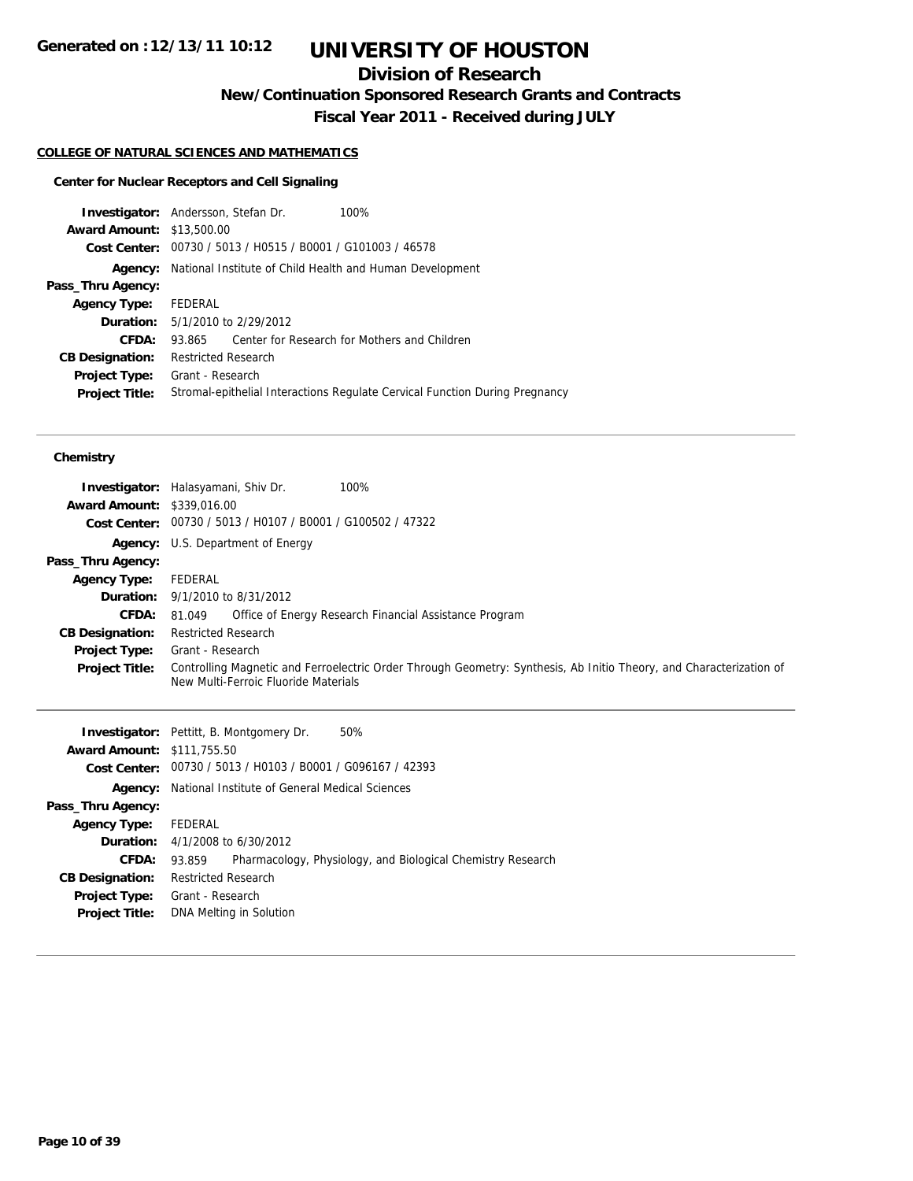**Generated on :12/13/11 10:12**

# UNIVERSITY OF HOUSTON

## Division of Research

### New/Continuation Sponsored Research Grants and Contracts

### Fiscal Year 2011 - Received during JULY

**COLLEGE OF NATURAL SCIENCES AND MATHEMATICS**

**Center for Nuclear Receptors and Cell Signaling**

**Investigator:** Andersson, Stefan Dr. 100%
**Award Amount:** $13,500.00
**Cost Center:** 00730 / 5013 / H0515 / B0001 / G101003 / 46578
**Agency:** National Institute of Child Health and Human Development
**Pass_Thru Agency:**
**Agency Type:** FEDERAL
**Duration:** 5/1/2010 to 2/29/2012
**CFDA:** 93.865 Center for Research for Mothers and Children
**CB Designation:** Restricted Research
**Project Type:** Grant - Research
**Project Title:** Stromal-epithelial Interactions Regulate Cervical Function During Pregnancy

---

**Chemistry**

**Investigator:** Halasyamani, Shiv Dr. 100%
**Award Amount:** $339,016.00
**Cost Center:** 00730 / 5013 / H0107 / B0001 / G100502 / 47322
**Agency:** U.S. Department of Energy
**Pass_Thru Agency:**
**Agency Type:** FEDERAL
**Duration:** 9/1/2010 to 8/31/2012
**CFDA:** 81.049 Office of Energy Research Financial Assistance Program
**CB Designation:** Restricted Research
**Project Type:** Grant - Research
**Project Title:** Controlling Magnetic and Ferroelectric Order Through Geometry: Synthesis, Ab Initio Theory, and Characterization of New Multi-Ferroic Fluoride Materials

---

**Investigator:** Pettitt, B. Montgomery Dr. 50%
**Award Amount:** $111,755.50
**Cost Center:** 00730 / 5013 / H0103 / B0001 / G096167 / 42393
**Agency:** National Institute of General Medical Sciences
**Pass_Thru Agency:**
**Agency Type:** FEDERAL
**Duration:** 4/1/2008 to 6/30/2012
**CFDA:** 93.859 Pharmacology, Physiology, and Biological Chemistry Research
**CB Designation:** Restricted Research
**Project Type:** Grant - Research
**Project Title:** DNA Melting in Solution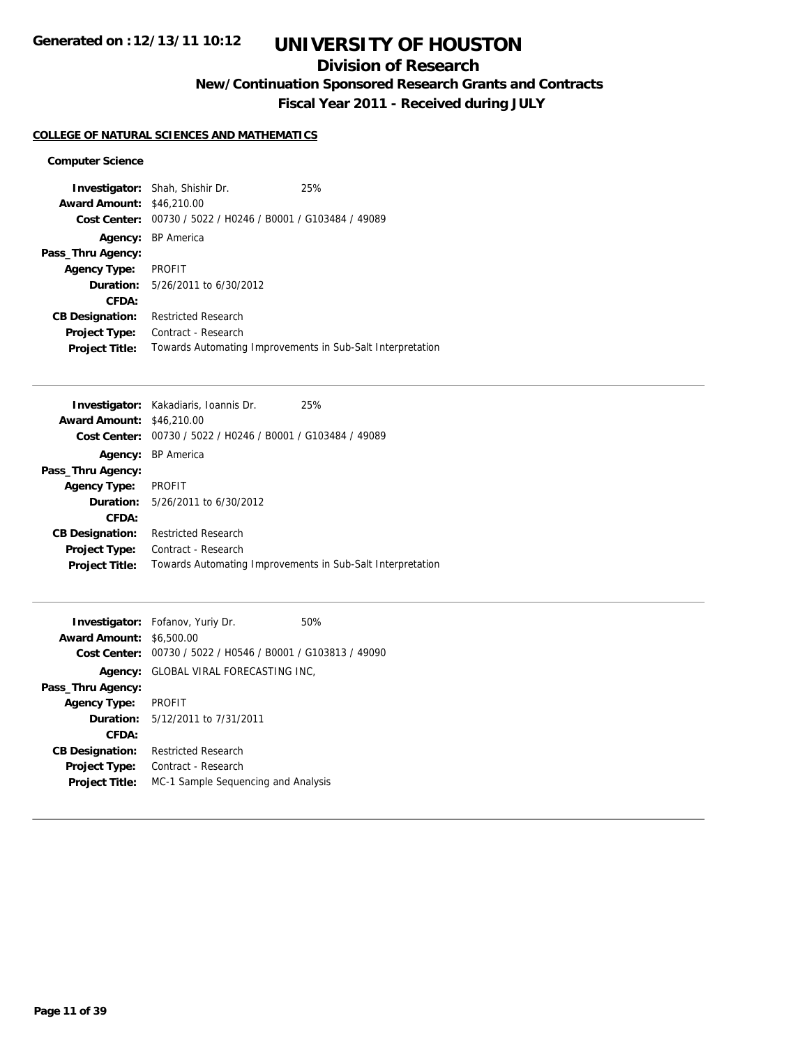# UNIVERSITY OF HOUSTON

## Division of Research

### New/Continuation Sponsored Research Grants and Contracts

### Fiscal Year 2011 - Received during JULY

**COLLEGE OF NATURAL SCIENCES AND MATHEMATICS**

**Computer Science**

**Investigator:** Shah, Shishir Dr. 25%
**Award Amount:** $46,210.00
**Cost Center:** 00730 / 5022 / H0246 / B0001 / G103484 / 49089
**Agency:** BP America
**Pass_Thru Agency:**
**Agency Type:** PROFIT
**Duration:** 5/26/2011 to 6/30/2012
**CFDA:**
**CB Designation:** Restricted Research
**Project Type:** Contract - Research
**Project Title:** Towards Automating Improvements in Sub-Salt Interpretation

---

**Investigator:** Kakadiaris, Ioannis Dr. 25%
**Award Amount:** $46,210.00
**Cost Center:** 00730 / 5022 / H0246 / B0001 / G103484 / 49089
**Agency:** BP America
**Pass_Thru Agency:**
**Agency Type:** PROFIT
**Duration:** 5/26/2011 to 6/30/2012
**CFDA:**
**CB Designation:** Restricted Research
**Project Type:** Contract - Research
**Project Title:** Towards Automating Improvements in Sub-Salt Interpretation

---

**Investigator:** Fofanov, Yuriy Dr. 50%
**Award Amount:** $6,500.00
**Cost Center:** 00730 / 5022 / H0546 / B0001 / G103813 / 49090
**Agency:** GLOBAL VIRAL FORECASTING INC,
**Pass_Thru Agency:**
**Agency Type:** PROFIT
**Duration:** 5/12/2011 to 7/31/2011
**CFDA:**
**CB Designation:** Restricted Research
**Project Type:** Contract - Research
**Project Title:** MC-1 Sample Sequencing and Analysis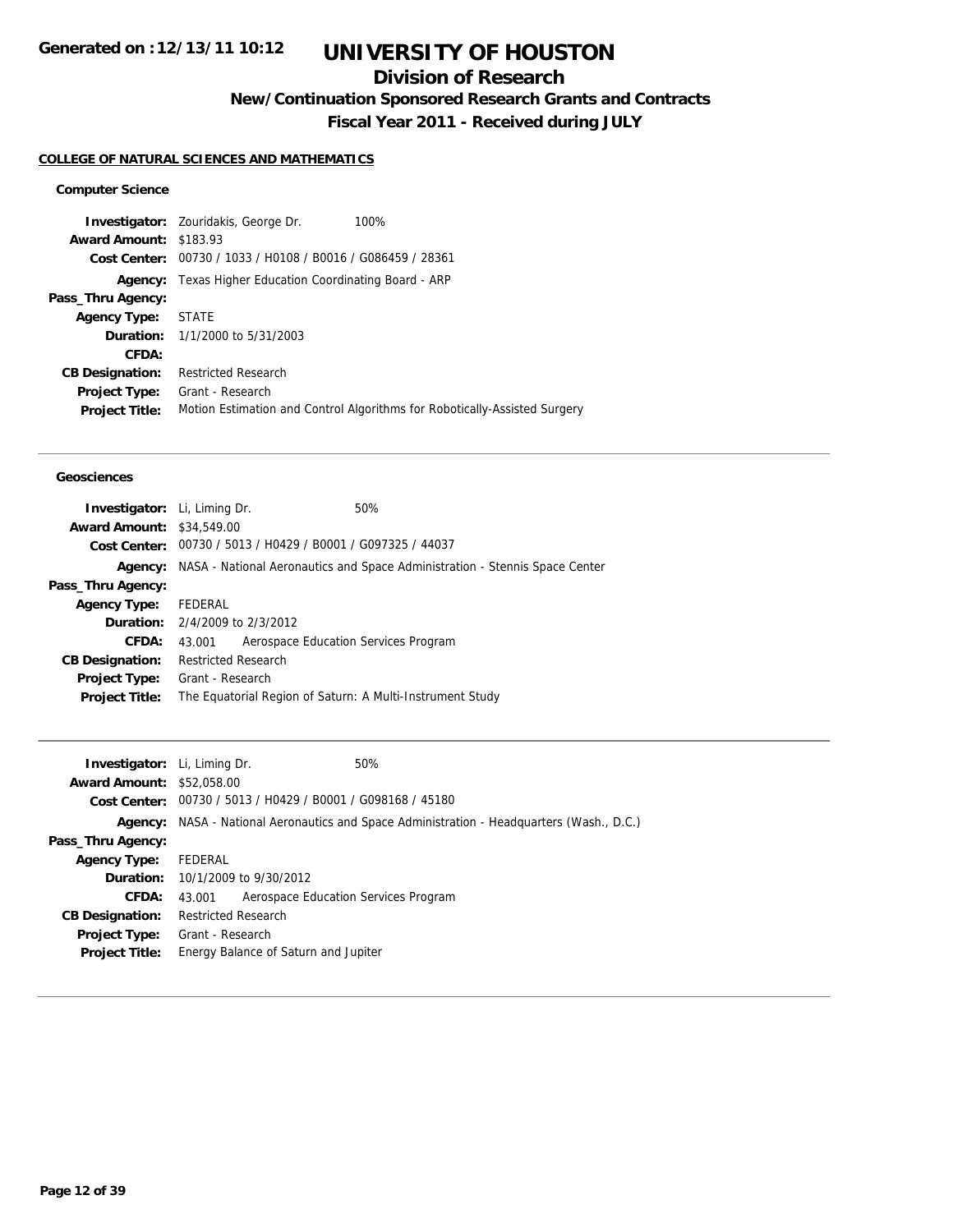**Generated on :12/13/11 10:12**

# UNIVERSITY OF HOUSTON

## Division of Research

### New/Continuation Sponsored Research Grants and Contracts

### Fiscal Year 2011 - Received during JULY

**COLLEGE OF NATURAL SCIENCES AND MATHEMATICS**

#### Computer Science

| | |
|---|---|
| **Investigator:** | Zouridakis, George Dr. 100% |
| **Award Amount:** | $183.93 |
| **Cost Center:** | 00730 / 1033 / H0108 / B0016 / G086459 / 28361 |
| **Agency:** | Texas Higher Education Coordinating Board - ARP |
| **Pass_Thru Agency:** | |
| **Agency Type:** | STATE |
| **Duration:** | 1/1/2000 to 5/31/2003 |
| **CFDA:** | |
| **CB Designation:** | Restricted Research |
| **Project Type:** | Grant - Research |
| **Project Title:** | Motion Estimation and Control Algorithms for Robotically-Assisted Surgery |

#### Geosciences

| | |
|---|---|
| **Investigator:** | Li, Liming Dr. 50% |
| **Award Amount:** | $34,549.00 |
| **Cost Center:** | 00730 / 5013 / H0429 / B0001 / G097325 / 44037 |
| **Agency:** | NASA - National Aeronautics and Space Administration - Stennis Space Center |
| **Pass_Thru Agency:** | |
| **Agency Type:** | FEDERAL |
| **Duration:** | 2/4/2009 to 2/3/2012 |
| **CFDA:** | 43.001 Aerospace Education Services Program |
| **CB Designation:** | Restricted Research |
| **Project Type:** | Grant - Research |
| **Project Title:** | The Equatorial Region of Saturn: A Multi-Instrument Study |

| | |
|---|---|
| **Investigator:** | Li, Liming Dr. 50% |
| **Award Amount:** | $52,058.00 |
| **Cost Center:** | 00730 / 5013 / H0429 / B0001 / G098168 / 45180 |
| **Agency:** | NASA - National Aeronautics and Space Administration - Headquarters (Wash., D.C.) |
| **Pass_Thru Agency:** | |
| **Agency Type:** | FEDERAL |
| **Duration:** | 10/1/2009 to 9/30/2012 |
| **CFDA:** | 43.001 Aerospace Education Services Program |
| **CB Designation:** | Restricted Research |
| **Project Type:** | Grant - Research |
| **Project Title:** | Energy Balance of Saturn and Jupiter |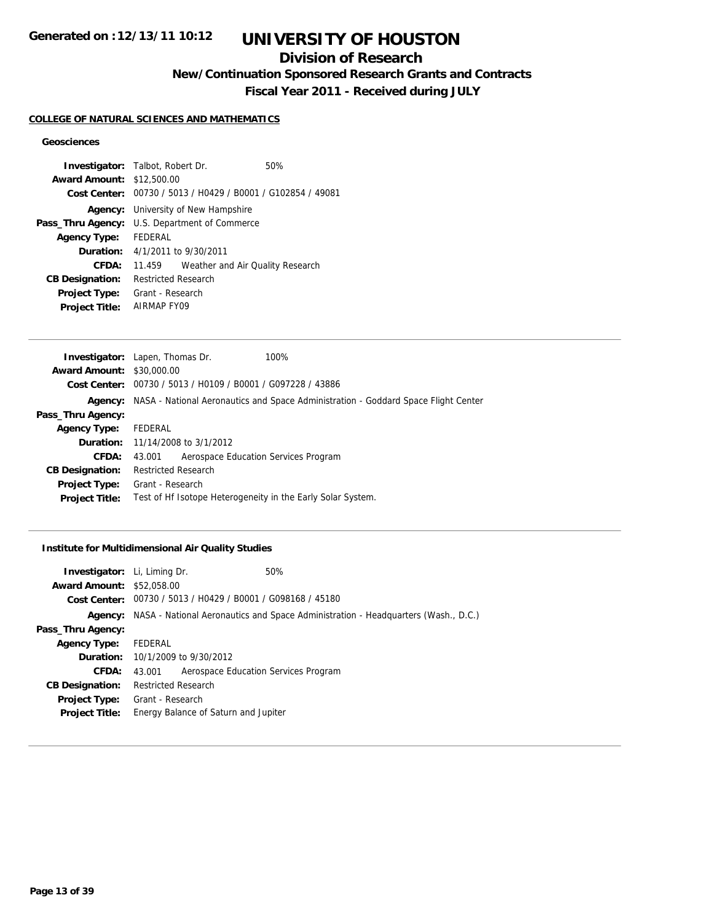**Generated on :12/13/11 10:12**

# UNIVERSITY OF HOUSTON

## Division of Research

### New/Continuation Sponsored Research Grants and Contracts

### Fiscal Year 2011 - Received during JULY

**COLLEGE OF NATURAL SCIENCES AND MATHEMATICS**

**Geosciences**

**Investigator:** Talbot, Robert Dr. 50%
**Award Amount:** $12,500.00
**Cost Center:** 00730 / 5013 / H0429 / B0001 / G102854 / 49081
**Agency:** University of New Hampshire
**Pass_Thru Agency:** U.S. Department of Commerce
**Agency Type:** FEDERAL
**Duration:** 4/1/2011 to 9/30/2011
**CFDA:** 11.459 Weather and Air Quality Research
**CB Designation:** Restricted Research
**Project Type:** Grant - Research
**Project Title:** AIRMAP FY09

---

**Investigator:** Lapen, Thomas Dr. 100%
**Award Amount:** $30,000.00
**Cost Center:** 00730 / 5013 / H0109 / B0001 / G097228 / 43886
**Agency:** NASA - National Aeronautics and Space Administration - Goddard Space Flight Center
**Pass_Thru Agency:**
**Agency Type:** FEDERAL
**Duration:** 11/14/2008 to 3/1/2012
**CFDA:** 43.001 Aerospace Education Services Program
**CB Designation:** Restricted Research
**Project Type:** Grant - Research
**Project Title:** Test of Hf Isotope Heterogeneity in the Early Solar System.

---

**Institute for Multidimensional Air Quality Studies**

**Investigator:** Li, Liming Dr. 50%
**Award Amount:** $52,058.00
**Cost Center:** 00730 / 5013 / H0429 / B0001 / G098168 / 45180
**Agency:** NASA - National Aeronautics and Space Administration - Headquarters (Wash., D.C.)
**Pass_Thru Agency:**
**Agency Type:** FEDERAL
**Duration:** 10/1/2009 to 9/30/2012
**CFDA:** 43.001 Aerospace Education Services Program
**CB Designation:** Restricted Research
**Project Type:** Grant - Research
**Project Title:** Energy Balance of Saturn and Jupiter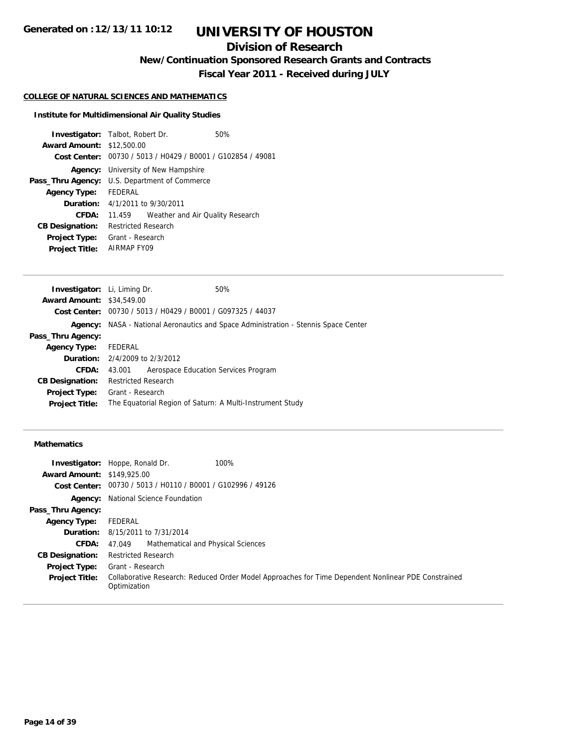**Generated on :12/13/11 10:12**

# UNIVERSITY OF HOUSTON

## Division of Research

### New/Continuation Sponsored Research Grants and Contracts

### Fiscal Year 2011 - Received during JULY

**COLLEGE OF NATURAL SCIENCES AND MATHEMATICS**

**Institute for Multidimensional Air Quality Studies**

| | | |
|---|---|---|
| **Investigator:** | Talbot, Robert Dr. | 50% |
| **Award Amount:** | $12,500.00 | |
| **Cost Center:** | 00730 / 5013 / H0429 / B0001 / G102854 / 49081 | |
| **Agency:** | University of New Hampshire | |
| **Pass_Thru Agency:** | U.S. Department of Commerce | |
| **Agency Type:** | FEDERAL | |
| **Duration:** | 4/1/2011 to 9/30/2011 | |
| **CFDA:** | 11.459 Weather and Air Quality Research | |
| **CB Designation:** | Restricted Research | |
| **Project Type:** | Grant - Research | |
| **Project Title:** | AIRMAP FY09 | |

| | | |
|---|---|---|
| **Investigator:** | Li, Liming Dr. | 50% |
| **Award Amount:** | $34,549.00 | |
| **Cost Center:** | 00730 / 5013 / H0429 / B0001 / G097325 / 44037 | |
| **Agency:** | NASA - National Aeronautics and Space Administration - Stennis Space Center | |
| **Pass_Thru Agency:** | | |
| **Agency Type:** | FEDERAL | |
| **Duration:** | 2/4/2009 to 2/3/2012 | |
| **CFDA:** | 43.001 Aerospace Education Services Program | |
| **CB Designation:** | Restricted Research | |
| **Project Type:** | Grant - Research | |
| **Project Title:** | The Equatorial Region of Saturn: A Multi-Instrument Study | |

**Mathematics**

| | | |
|---|---|---|
| **Investigator:** | Hoppe, Ronald Dr. | 100% |
| **Award Amount:** | $149,925.00 | |
| **Cost Center:** | 00730 / 5013 / H0110 / B0001 / G102996 / 49126 | |
| **Agency:** | National Science Foundation | |
| **Pass_Thru Agency:** | | |
| **Agency Type:** | FEDERAL | |
| **Duration:** | 8/15/2011 to 7/31/2014 | |
| **CFDA:** | 47.049 Mathematical and Physical Sciences | |
| **CB Designation:** | Restricted Research | |
| **Project Type:** | Grant - Research | |
| **Project Title:** | Collaborative Research: Reduced Order Model Approaches for Time Dependent Nonlinear PDE Constrained Optimization | |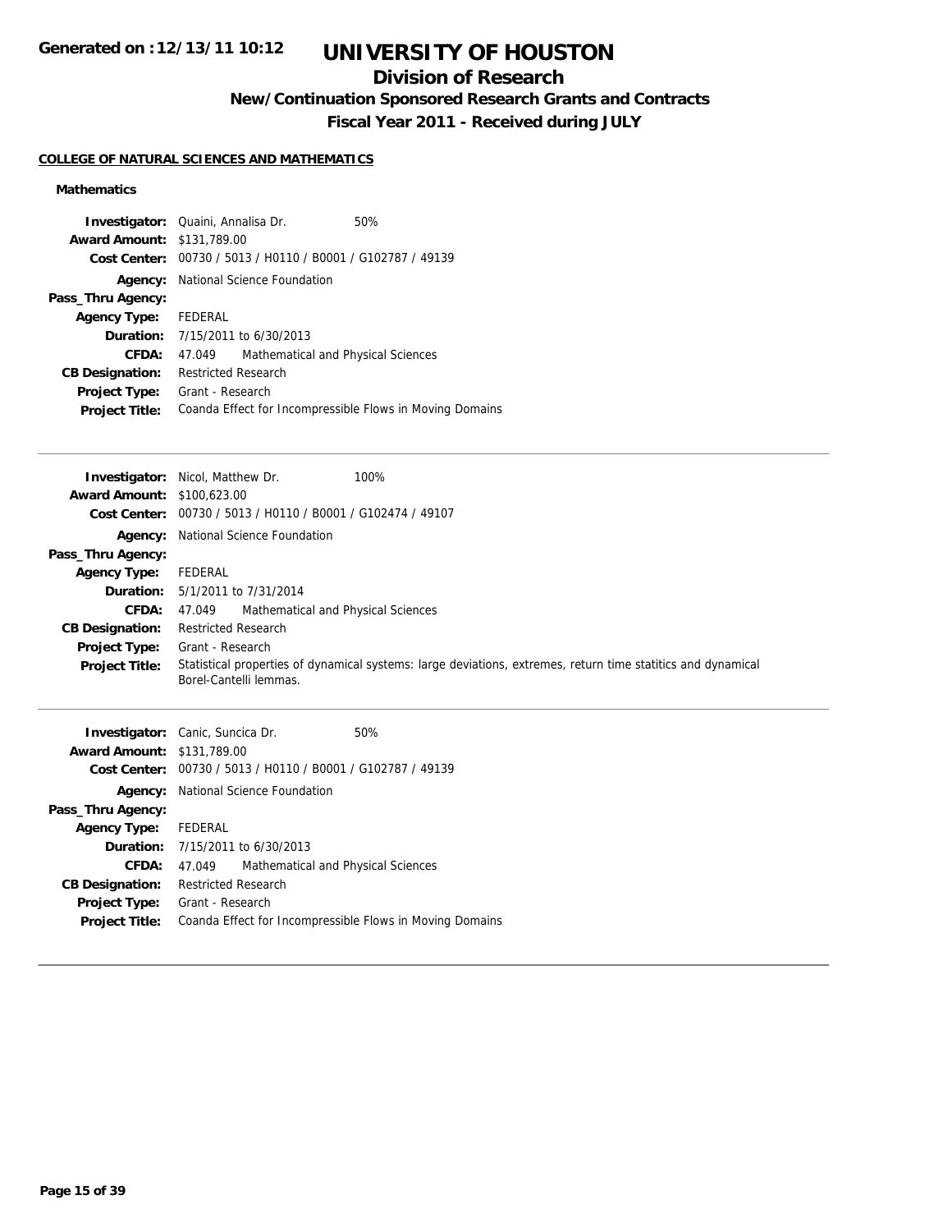# UNIVERSITY OF HOUSTON

## Division of Research

### New/Continuation Sponsored Research Grants and Contracts

### Fiscal Year 2011 - Received during JULY

**COLLEGE OF NATURAL SCIENCES AND MATHEMATICS**

**Mathematics**

**Investigator:** Quaini, Annalisa Dr. 50%
**Award Amount:** $131,789.00
**Cost Center:** 00730 / 5013 / H0110 / B0001 / G102787 / 49139
**Agency:** National Science Foundation
**Pass_Thru Agency:**
**Agency Type:** FEDERAL
**Duration:** 7/15/2011 to 6/30/2013
**CFDA:** 47.049 Mathematical and Physical Sciences
**CB Designation:** Restricted Research
**Project Type:** Grant - Research
**Project Title:** Coanda Effect for Incompressible Flows in Moving Domains

---

**Investigator:** Nicol, Matthew Dr. 100%
**Award Amount:** $100,623.00
**Cost Center:** 00730 / 5013 / H0110 / B0001 / G102474 / 49107
**Agency:** National Science Foundation
**Pass_Thru Agency:**
**Agency Type:** FEDERAL
**Duration:** 5/1/2011 to 7/31/2014
**CFDA:** 47.049 Mathematical and Physical Sciences
**CB Designation:** Restricted Research
**Project Type:** Grant - Research
**Project Title:** Statistical properties of dynamical systems: large deviations, extremes, return time statitics and dynamical Borel-Cantelli lemmas.

---

**Investigator:** Canic, Suncica Dr. 50%
**Award Amount:** $131,789.00
**Cost Center:** 00730 / 5013 / H0110 / B0001 / G102787 / 49139
**Agency:** National Science Foundation
**Pass_Thru Agency:**
**Agency Type:** FEDERAL
**Duration:** 7/15/2011 to 6/30/2013
**CFDA:** 47.049 Mathematical and Physical Sciences
**CB Designation:** Restricted Research
**Project Type:** Grant - Research
**Project Title:** Coanda Effect for Incompressible Flows in Moving Domains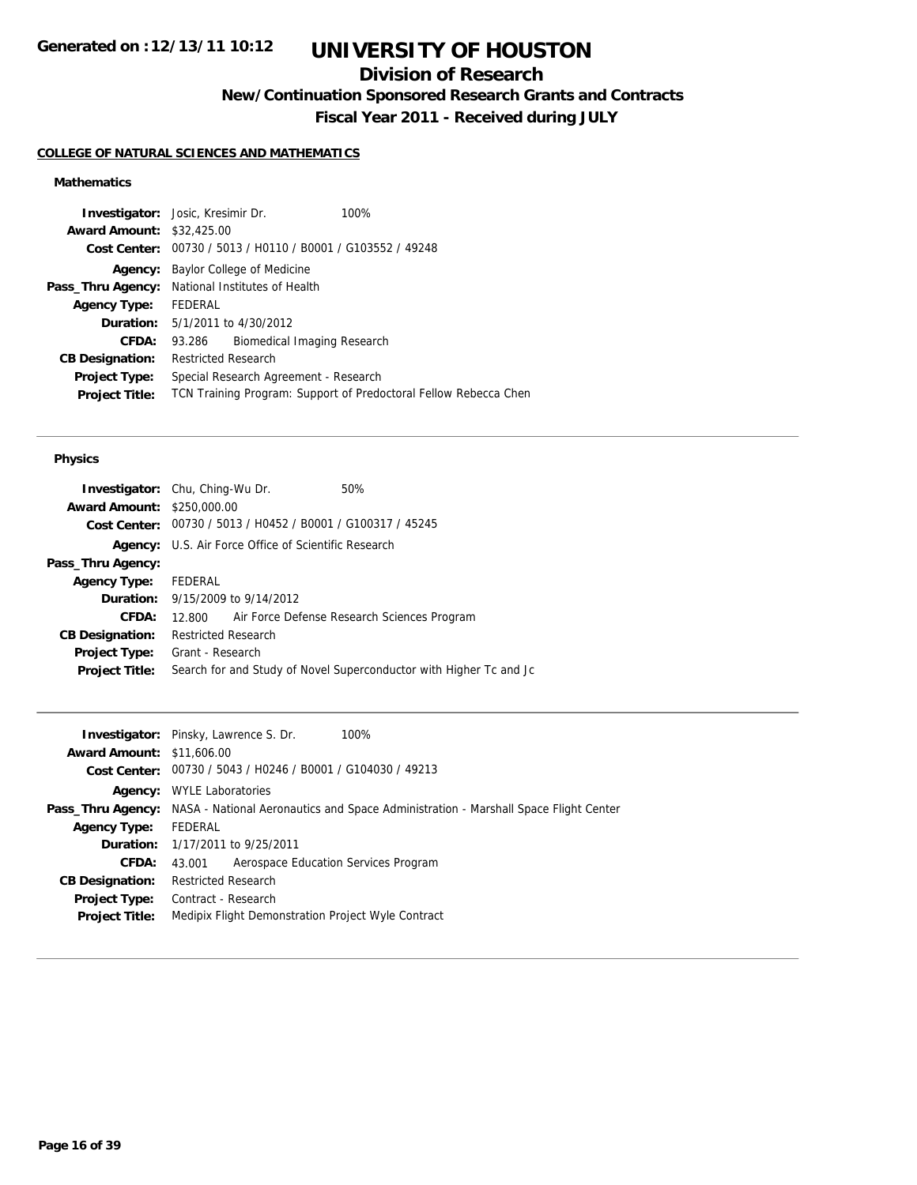Generated on :12/13/11 10:12

# UNIVERSITY OF HOUSTON

## Division of Research

### New/Continuation Sponsored Research Grants and Contracts

### Fiscal Year 2011 - Received during JULY

**COLLEGE OF NATURAL SCIENCES AND MATHEMATICS**

**Mathematics**

| | |
|---|---|
| **Investigator:** | Josic, Kresimir Dr. 100% |
| **Award Amount:** | $32,425.00 |
| **Cost Center:** | 00730 / 5013 / H0110 / B0001 / G103552 / 49248 |
| **Agency:** | Baylor College of Medicine |
| **Pass_Thru Agency:** | National Institutes of Health |
| **Agency Type:** | FEDERAL |
| **Duration:** | 5/1/2011 to 4/30/2012 |
| **CFDA:** | 93.286 Biomedical Imaging Research |
| **CB Designation:** | Restricted Research |
| **Project Type:** | Special Research Agreement - Research |
| **Project Title:** | TCN Training Program: Support of Predoctoral Fellow Rebecca Chen |

---

**Physics**

| | |
|---|---|
| **Investigator:** | Chu, Ching-Wu Dr. 50% |
| **Award Amount:** | $250,000.00 |
| **Cost Center:** | 00730 / 5013 / H0452 / B0001 / G100317 / 45245 |
| **Agency:** | U.S. Air Force Office of Scientific Research |
| **Pass_Thru Agency:** | |
| **Agency Type:** | FEDERAL |
| **Duration:** | 9/15/2009 to 9/14/2012 |
| **CFDA:** | 12.800 Air Force Defense Research Sciences Program |
| **CB Designation:** | Restricted Research |
| **Project Type:** | Grant - Research |
| **Project Title:** | Search for and Study of Novel Superconductor with Higher Tc and Jc |

---

| | |
|---|---|
| **Investigator:** | Pinsky, Lawrence S. Dr. 100% |
| **Award Amount:** | $11,606.00 |
| **Cost Center:** | 00730 / 5043 / H0246 / B0001 / G104030 / 49213 |
| **Agency:** | WYLE Laboratories |
| **Pass_Thru Agency:** | NASA - National Aeronautics and Space Administration - Marshall Space Flight Center |
| **Agency Type:** | FEDERAL |
| **Duration:** | 1/17/2011 to 9/25/2011 |
| **CFDA:** | 43.001 Aerospace Education Services Program |
| **CB Designation:** | Restricted Research |
| **Project Type:** | Contract - Research |
| **Project Title:** | Medipix Flight Demonstration Project Wyle Contract |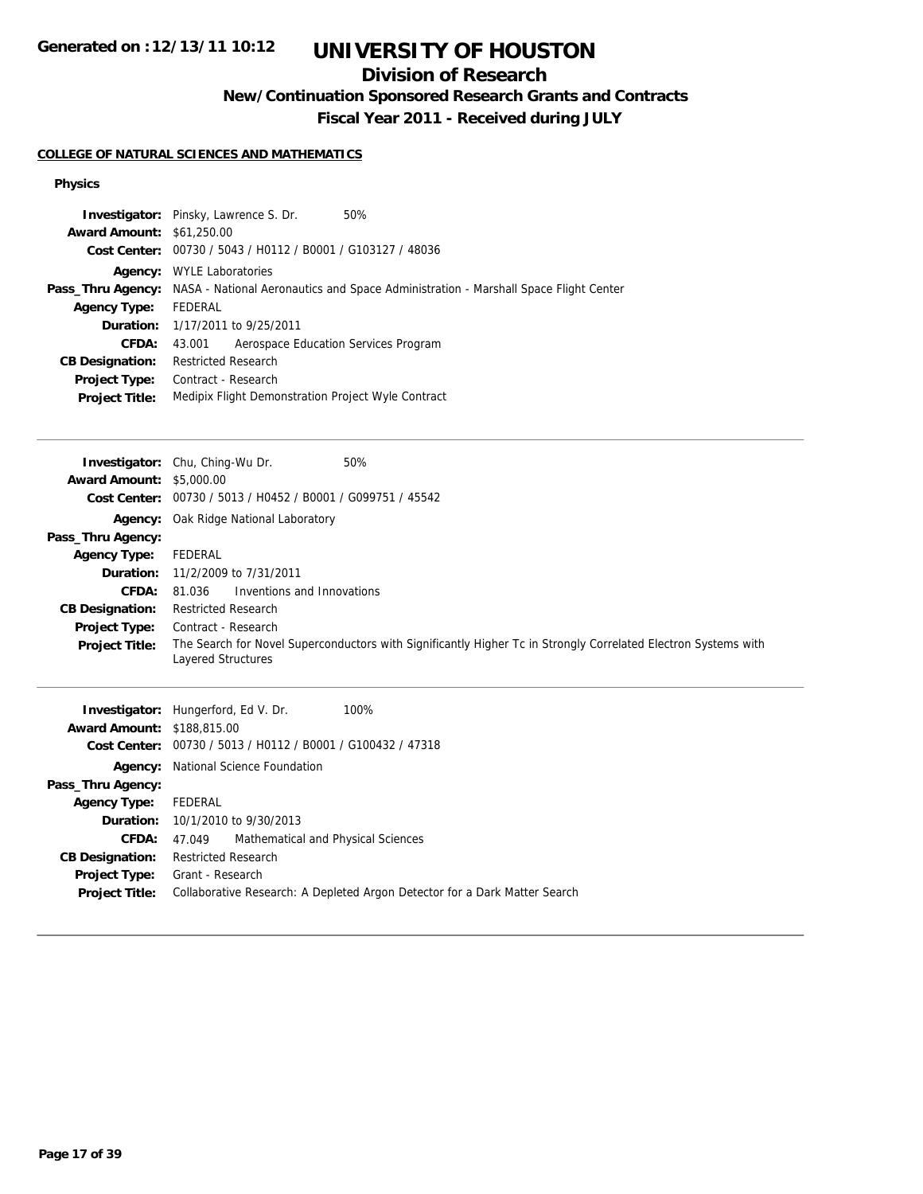Generated on :12/13/11 10:12

# UNIVERSITY OF HOUSTON

## Division of Research

### New/Continuation Sponsored Research Grants and Contracts

### Fiscal Year 2011 - Received during JULY

**COLLEGE OF NATURAL SCIENCES AND MATHEMATICS**

**Physics**

**Investigator:** Pinsky, Lawrence S. Dr. 50%
**Award Amount:** $61,250.00
**Cost Center:** 00730 / 5043 / H0112 / B0001 / G103127 / 48036
**Agency:** WYLE Laboratories
**Pass_Thru Agency:** NASA - National Aeronautics and Space Administration - Marshall Space Flight Center
**Agency Type:** FEDERAL
**Duration:** 1/17/2011 to 9/25/2011
**CFDA:** 43.001 Aerospace Education Services Program
**CB Designation:** Restricted Research
**Project Type:** Contract - Research
**Project Title:** Medipix Flight Demonstration Project Wyle Contract

---

**Investigator:** Chu, Ching-Wu Dr. 50%
**Award Amount:** $5,000.00
**Cost Center:** 00730 / 5013 / H0452 / B0001 / G099751 / 45542
**Agency:** Oak Ridge National Laboratory
**Pass_Thru Agency:**
**Agency Type:** FEDERAL
**Duration:** 11/2/2009 to 7/31/2011
**CFDA:** 81.036 Inventions and Innovations
**CB Designation:** Restricted Research
**Project Type:** Contract - Research
**Project Title:** The Search for Novel Superconductors with Significantly Higher Tc in Strongly Correlated Electron Systems with Layered Structures

---

**Investigator:** Hungerford, Ed V. Dr. 100%
**Award Amount:** $188,815.00
**Cost Center:** 00730 / 5013 / H0112 / B0001 / G100432 / 47318
**Agency:** National Science Foundation
**Pass_Thru Agency:**
**Agency Type:** FEDERAL
**Duration:** 10/1/2010 to 9/30/2013
**CFDA:** 47.049 Mathematical and Physical Sciences
**CB Designation:** Restricted Research
**Project Type:** Grant - Research
**Project Title:** Collaborative Research: A Depleted Argon Detector for a Dark Matter Search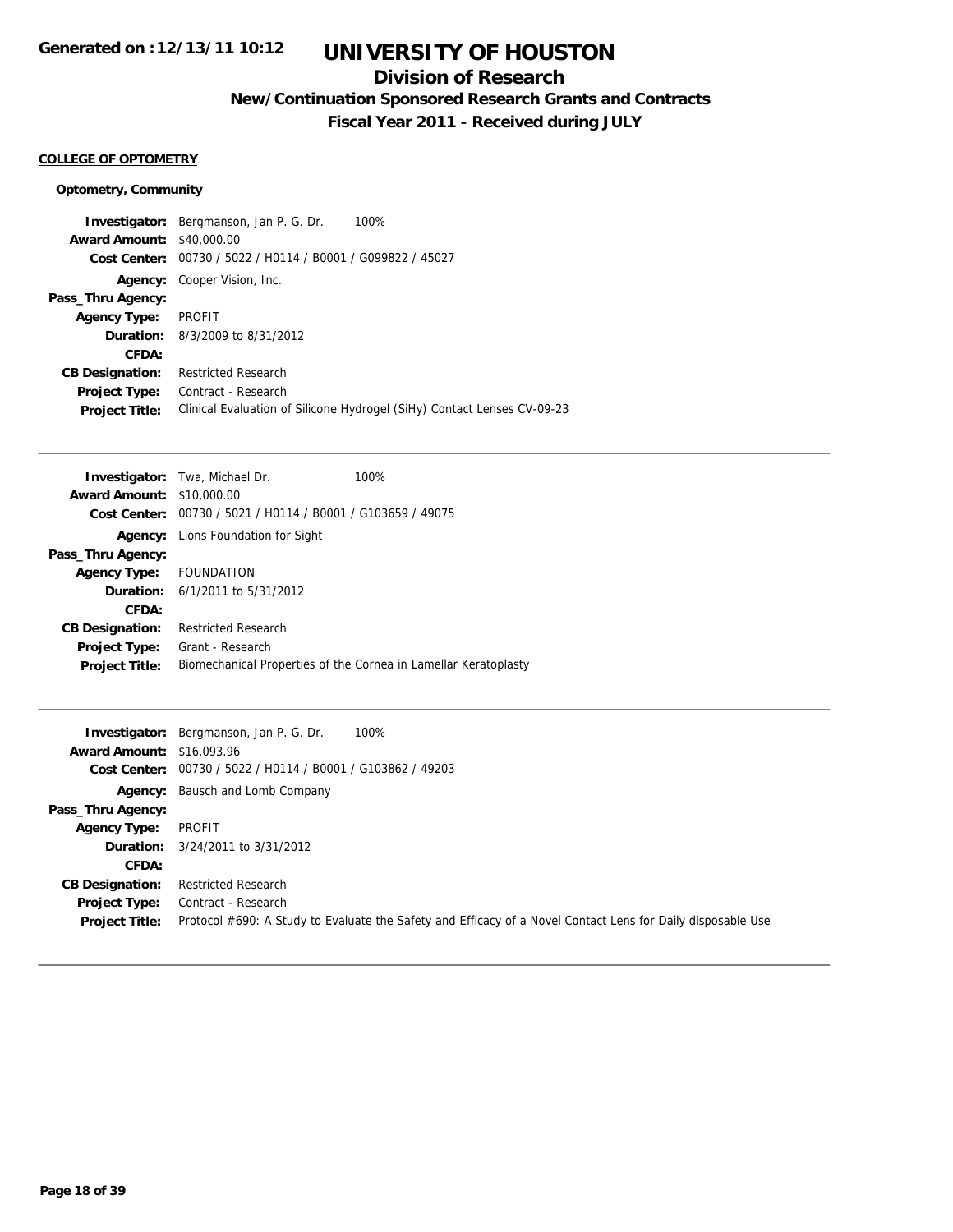# UNIVERSITY OF HOUSTON

## Division of Research

### New/Continuation Sponsored Research Grants and Contracts

### Fiscal Year 2011 - Received during JULY

Generated on :12/13/11 10:12

**COLLEGE OF OPTOMETRY**

**Optometry, Community**

| | | |
|---|---|---|
| **Investigator:** | Bergmanson, Jan P. G. Dr. | 100% |
| **Award Amount:** | $40,000.00 | |
| **Cost Center:** | 00730 / 5022 / H0114 / B0001 / G099822 / 45027 | |
| **Agency:** | Cooper Vision, Inc. | |
| **Pass_Thru Agency:** | | |
| **Agency Type:** | PROFIT | |
| **Duration:** | 8/3/2009 to 8/31/2012 | |
| **CFDA:** | | |
| **CB Designation:** | Restricted Research | |
| **Project Type:** | Contract - Research | |
| **Project Title:** | Clinical Evaluation of Silicone Hydrogel (SiHy) Contact Lenses CV-09-23 | |

---

| | | |
|---|---|---|
| **Investigator:** | Twa, Michael Dr. | 100% |
| **Award Amount:** | $10,000.00 | |
| **Cost Center:** | 00730 / 5021 / H0114 / B0001 / G103659 / 49075 | |
| **Agency:** | Lions Foundation for Sight | |
| **Pass_Thru Agency:** | | |
| **Agency Type:** | FOUNDATION | |
| **Duration:** | 6/1/2011 to 5/31/2012 | |
| **CFDA:** | | |
| **CB Designation:** | Restricted Research | |
| **Project Type:** | Grant - Research | |
| **Project Title:** | Biomechanical Properties of the Cornea in Lamellar Keratoplasty | |

---

| | | |
|---|---|---|
| **Investigator:** | Bergmanson, Jan P. G. Dr. | 100% |
| **Award Amount:** | $16,093.96 | |
| **Cost Center:** | 00730 / 5022 / H0114 / B0001 / G103862 / 49203 | |
| **Agency:** | Bausch and Lomb Company | |
| **Pass_Thru Agency:** | | |
| **Agency Type:** | PROFIT | |
| **Duration:** | 3/24/2011 to 3/31/2012 | |
| **CFDA:** | | |
| **CB Designation:** | Restricted Research | |
| **Project Type:** | Contract - Research | |
| **Project Title:** | Protocol #690: A Study to Evaluate the Safety and Efficacy of a Novel Contact Lens for Daily disposable Use | |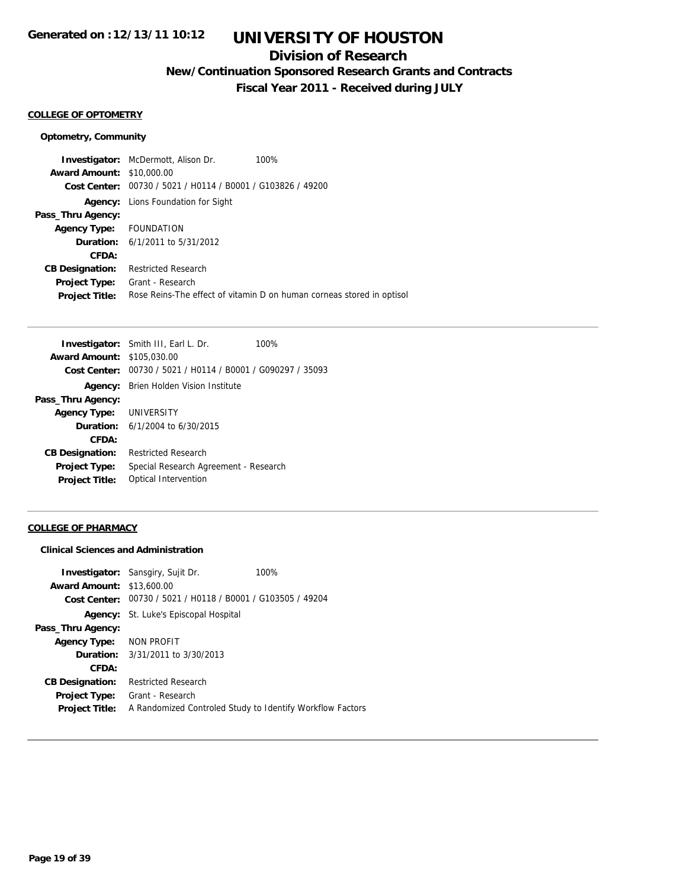# UNIVERSITY OF HOUSTON

## Division of Research

### New/Continuation Sponsored Research Grants and Contracts

### Fiscal Year 2011 - Received during JULY

Generated on :12/13/11 10:12

#### COLLEGE OF OPTOMETRY

##### Optometry, Community

**Investigator:** McDermott, Alison Dr. 100%
**Award Amount:** $10,000.00
**Cost Center:** 00730 / 5021 / H0114 / B0001 / G103826 / 49200
**Agency:** Lions Foundation for Sight
**Pass_Thru Agency:**
**Agency Type:** FOUNDATION
**Duration:** 6/1/2011 to 5/31/2012
**CFDA:**
**CB Designation:** Restricted Research
**Project Type:** Grant - Research
**Project Title:** Rose Reins-The effect of vitamin D on human corneas stored in optisol

---

**Investigator:** Smith III, Earl L. Dr. 100%
**Award Amount:** $105,030.00
**Cost Center:** 00730 / 5021 / H0114 / B0001 / G090297 / 35093
**Agency:** Brien Holden Vision Institute
**Pass_Thru Agency:**
**Agency Type:** UNIVERSITY
**Duration:** 6/1/2004 to 6/30/2015
**CFDA:**
**CB Designation:** Restricted Research
**Project Type:** Special Research Agreement - Research
**Project Title:** Optical Intervention

---

#### COLLEGE OF PHARMACY

##### Clinical Sciences and Administration

**Investigator:** Sansgiry, Sujit Dr. 100%
**Award Amount:** $13,600.00
**Cost Center:** 00730 / 5021 / H0118 / B0001 / G103505 / 49204
**Agency:** St. Luke's Episcopal Hospital
**Pass_Thru Agency:**
**Agency Type:** NON PROFIT
**Duration:** 3/31/2011 to 3/30/2013
**CFDA:**
**CB Designation:** Restricted Research
**Project Type:** Grant - Research
**Project Title:** A Randomized Controled Study to Identify Workflow Factors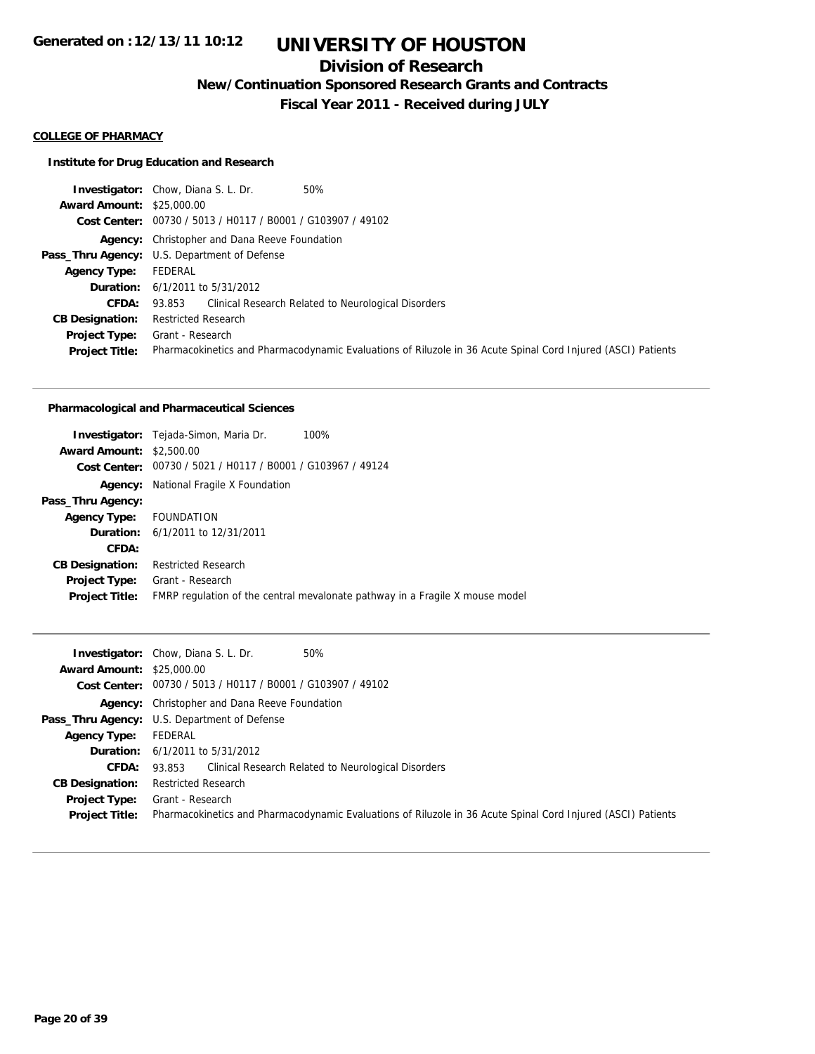# UNIVERSITY OF HOUSTON

## Division of Research

### New/Continuation Sponsored Research Grants and Contracts

### Fiscal Year 2011 - Received during JULY

Generated on :12/13/11 10:12

**COLLEGE OF PHARMACY**

**Institute for Drug Education and Research**

**Investigator:** Chow, Diana S. L. Dr. 50%
**Award Amount:** $25,000.00
**Cost Center:** 00730 / 5013 / H0117 / B0001 / G103907 / 49102
**Agency:** Christopher and Dana Reeve Foundation
**Pass_Thru Agency:** U.S. Department of Defense
**Agency Type:** FEDERAL
**Duration:** 6/1/2011 to 5/31/2012
**CFDA:** 93.853 Clinical Research Related to Neurological Disorders
**CB Designation:** Restricted Research
**Project Type:** Grant - Research
**Project Title:** Pharmacokinetics and Pharmacodynamic Evaluations of Riluzole in 36 Acute Spinal Cord Injured (ASCI) Patients

---

**Pharmacological and Pharmaceutical Sciences**

**Investigator:** Tejada-Simon, Maria Dr. 100%
**Award Amount:** $2,500.00
**Cost Center:** 00730 / 5021 / H0117 / B0001 / G103967 / 49124
**Agency:** National Fragile X Foundation
**Pass_Thru Agency:**
**Agency Type:** FOUNDATION
**Duration:** 6/1/2011 to 12/31/2011
**CFDA:**
**CB Designation:** Restricted Research
**Project Type:** Grant - Research
**Project Title:** FMRP regulation of the central mevalonate pathway in a Fragile X mouse model

---

**Investigator:** Chow, Diana S. L. Dr. 50%
**Award Amount:** $25,000.00
**Cost Center:** 00730 / 5013 / H0117 / B0001 / G103907 / 49102
**Agency:** Christopher and Dana Reeve Foundation
**Pass_Thru Agency:** U.S. Department of Defense
**Agency Type:** FEDERAL
**Duration:** 6/1/2011 to 5/31/2012
**CFDA:** 93.853 Clinical Research Related to Neurological Disorders
**CB Designation:** Restricted Research
**Project Type:** Grant - Research
**Project Title:** Pharmacokinetics and Pharmacodynamic Evaluations of Riluzole in 36 Acute Spinal Cord Injured (ASCI) Patients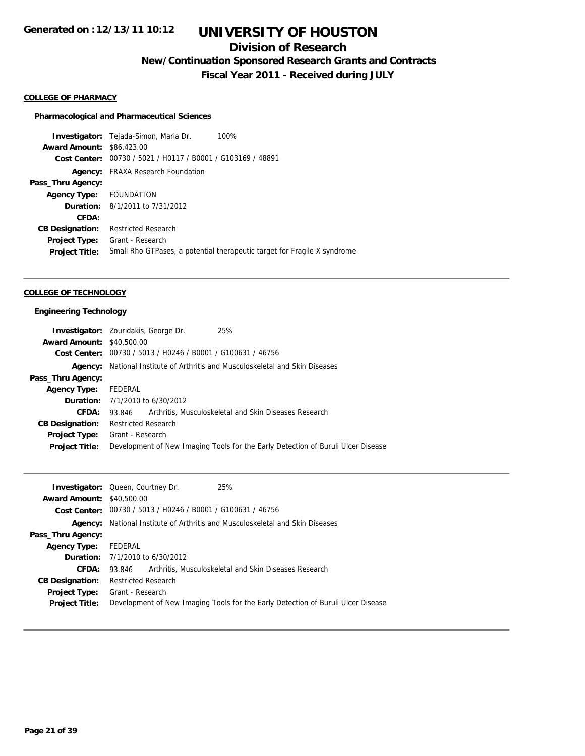# UNIVERSITY OF HOUSTON

## Division of Research

### New/Continuation Sponsored Research Grants and Contracts

### Fiscal Year 2011 - Received during JULY

**COLLEGE OF PHARMACY**

**Pharmacological and Pharmaceutical Sciences**

| | |
|---|---|
| **Investigator:** | Tejada-Simon, Maria Dr. 100% |
| **Award Amount:** | $86,423.00 |
| **Cost Center:** | 00730 / 5021 / H0117 / B0001 / G103169 / 48891 |
| **Agency:** | FRAXA Research Foundation |
| **Pass_Thru Agency:** | |
| **Agency Type:** | FOUNDATION |
| **Duration:** | 8/1/2011 to 7/31/2012 |
| **CFDA:** | |
| **CB Designation:** | Restricted Research |
| **Project Type:** | Grant - Research |
| **Project Title:** | Small Rho GTPases, a potential therapeutic target for Fragile X syndrome |

---

**COLLEGE OF TECHNOLOGY**

**Engineering Technology**

| | |
|---|---|
| **Investigator:** | Zouridakis, George Dr. 25% |
| **Award Amount:** | $40,500.00 |
| **Cost Center:** | 00730 / 5013 / H0246 / B0001 / G100631 / 46756 |
| **Agency:** | National Institute of Arthritis and Musculoskeletal and Skin Diseases |
| **Pass_Thru Agency:** | |
| **Agency Type:** | FEDERAL |
| **Duration:** | 7/1/2010 to 6/30/2012 |
| **CFDA:** | 93.846 Arthritis, Musculoskeletal and Skin Diseases Research |
| **CB Designation:** | Restricted Research |
| **Project Type:** | Grant - Research |
| **Project Title:** | Development of New Imaging Tools for the Early Detection of Buruli Ulcer Disease |

---

| | |
|---|---|
| **Investigator:** | Queen, Courtney Dr. 25% |
| **Award Amount:** | $40,500.00 |
| **Cost Center:** | 00730 / 5013 / H0246 / B0001 / G100631 / 46756 |
| **Agency:** | National Institute of Arthritis and Musculoskeletal and Skin Diseases |
| **Pass_Thru Agency:** | |
| **Agency Type:** | FEDERAL |
| **Duration:** | 7/1/2010 to 6/30/2012 |
| **CFDA:** | 93.846 Arthritis, Musculoskeletal and Skin Diseases Research |
| **CB Designation:** | Restricted Research |
| **Project Type:** | Grant - Research |
| **Project Title:** | Development of New Imaging Tools for the Early Detection of Buruli Ulcer Disease |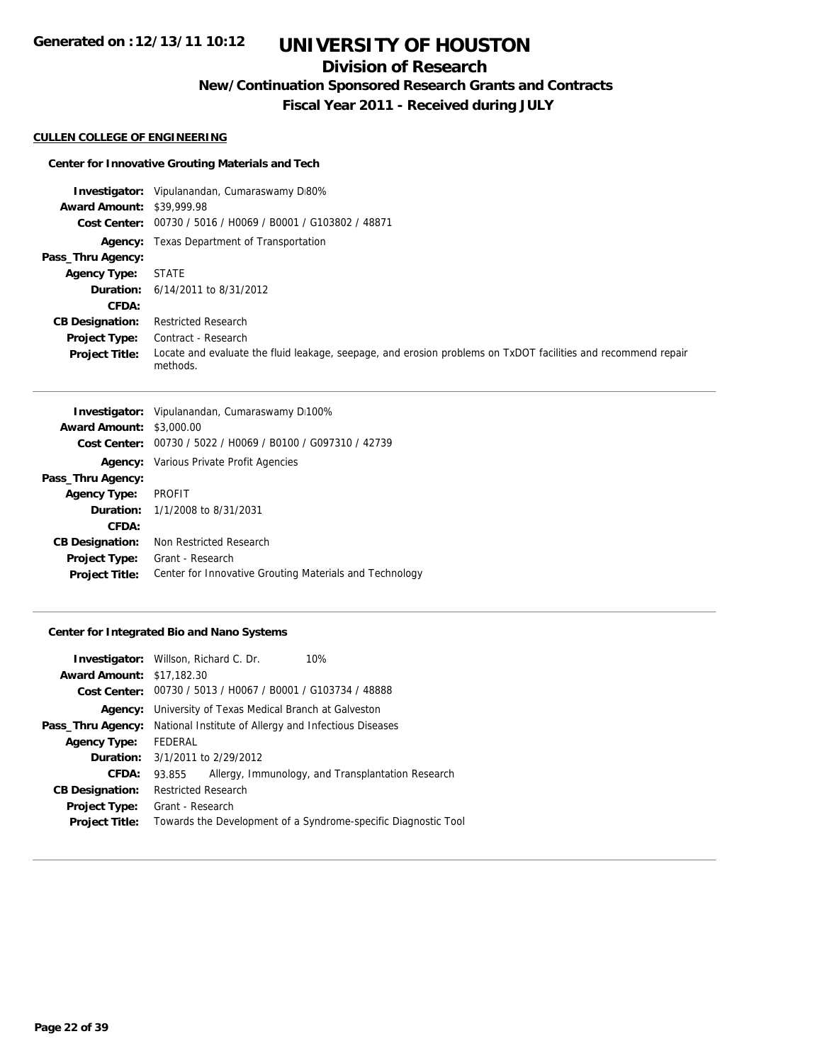**Generated on :12/13/11 10:12**

# UNIVERSITY OF HOUSTON

## Division of Research

### New/Continuation Sponsored Research Grants and Contracts

### Fiscal Year 2011 - Received during JULY

**CULLEN COLLEGE OF ENGINEERING**

**Center for Innovative Grouting Materials and Tech**

| | |
|---|---|
| **Investigator:** | Vipulanandan, Cumaraswamy D 80% |
| **Award Amount:** | $39,999.98 |
| **Cost Center:** | 00730 / 5016 / H0069 / B0001 / G103802 / 48871 |
| **Agency:** | Texas Department of Transportation |
| **Pass_Thru Agency:** | |
| **Agency Type:** | STATE |
| **Duration:** | 6/14/2011 to 8/31/2012 |
| **CFDA:** | |
| **CB Designation:** | Restricted Research |
| **Project Type:** | Contract - Research |
| **Project Title:** | Locate and evaluate the fluid leakage, seepage, and erosion problems on TxDOT facilities and recommend repair methods. |

| | |
|---|---|
| **Investigator:** | Vipulanandan, Cumaraswamy D 100% |
| **Award Amount:** | $3,000.00 |
| **Cost Center:** | 00730 / 5022 / H0069 / B0100 / G097310 / 42739 |
| **Agency:** | Various Private Profit Agencies |
| **Pass_Thru Agency:** | |
| **Agency Type:** | PROFIT |
| **Duration:** | 1/1/2008 to 8/31/2031 |
| **CFDA:** | |
| **CB Designation:** | Non Restricted Research |
| **Project Type:** | Grant - Research |
| **Project Title:** | Center for Innovative Grouting Materials and Technology |

**Center for Integrated Bio and Nano Systems**

| | |
|---|---|
| **Investigator:** | Willson, Richard C. Dr. 10% |
| **Award Amount:** | $17,182.30 |
| **Cost Center:** | 00730 / 5013 / H0067 / B0001 / G103734 / 48888 |
| **Agency:** | University of Texas Medical Branch at Galveston |
| **Pass_Thru Agency:** | National Institute of Allergy and Infectious Diseases |
| **Agency Type:** | FEDERAL |
| **Duration:** | 3/1/2011 to 2/29/2012 |
| **CFDA:** | 93.855 Allergy, Immunology, and Transplantation Research |
| **CB Designation:** | Restricted Research |
| **Project Type:** | Grant - Research |
| **Project Title:** | Towards the Development of a Syndrome-specific Diagnostic Tool |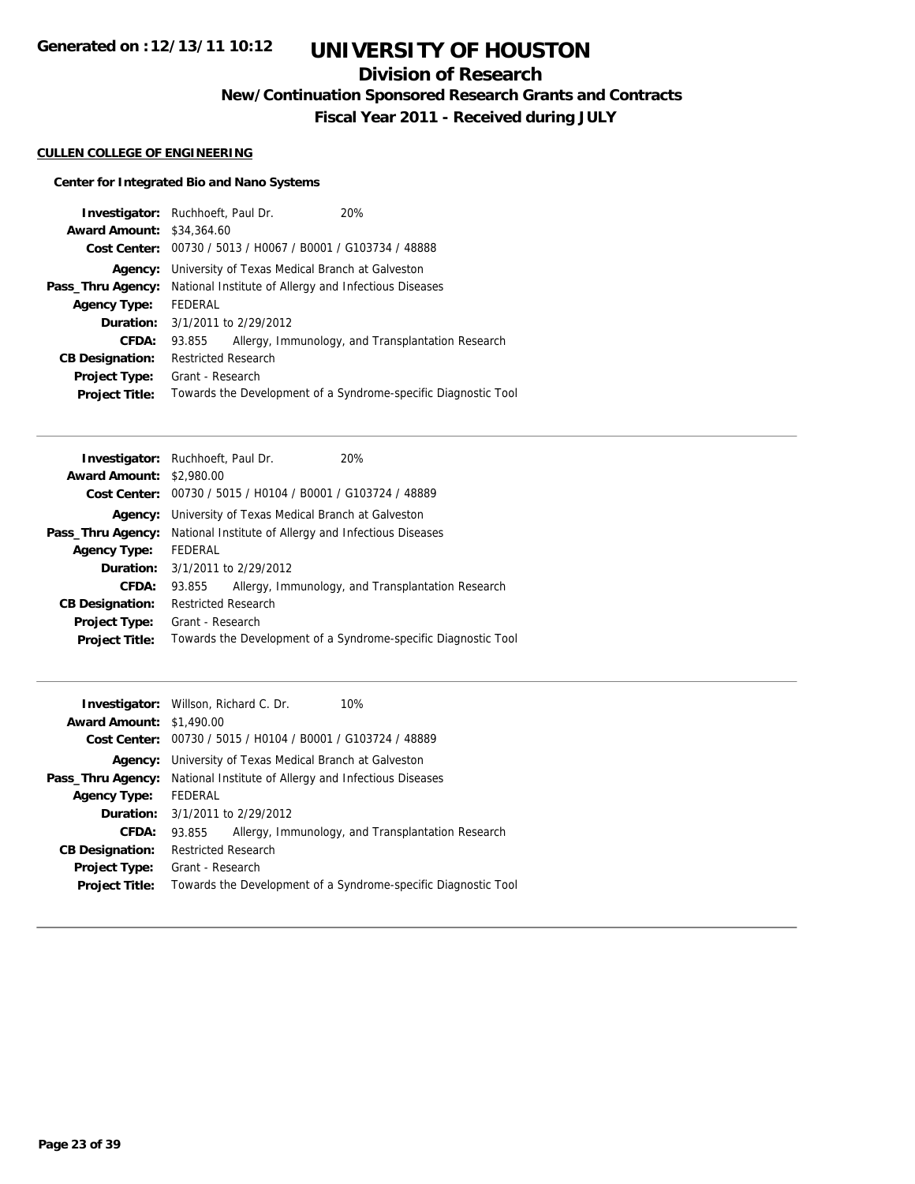# UNIVERSITY OF HOUSTON

## Division of Research

### New/Continuation Sponsored Research Grants and Contracts

### Fiscal Year 2011 - Received during JULY

Generated on :12/13/11 10:12

**CULLEN COLLEGE OF ENGINEERING**

**Center for Integrated Bio and Nano Systems**

**Investigator:** Ruchhoeft, Paul Dr. 20%
**Award Amount:** $34,364.60
**Cost Center:** 00730 / 5013 / H0067 / B0001 / G103734 / 48888
**Agency:** University of Texas Medical Branch at Galveston
**Pass_Thru Agency:** National Institute of Allergy and Infectious Diseases
**Agency Type:** FEDERAL
**Duration:** 3/1/2011 to 2/29/2012
**CFDA:** 93.855 Allergy, Immunology, and Transplantation Research
**CB Designation:** Restricted Research
**Project Type:** Grant - Research
**Project Title:** Towards the Development of a Syndrome-specific Diagnostic Tool

---

**Investigator:** Ruchhoeft, Paul Dr. 20%
**Award Amount:** $2,980.00
**Cost Center:** 00730 / 5015 / H0104 / B0001 / G103724 / 48889
**Agency:** University of Texas Medical Branch at Galveston
**Pass_Thru Agency:** National Institute of Allergy and Infectious Diseases
**Agency Type:** FEDERAL
**Duration:** 3/1/2011 to 2/29/2012
**CFDA:** 93.855 Allergy, Immunology, and Transplantation Research
**CB Designation:** Restricted Research
**Project Type:** Grant - Research
**Project Title:** Towards the Development of a Syndrome-specific Diagnostic Tool

---

**Investigator:** Willson, Richard C. Dr. 10%
**Award Amount:** $1,490.00
**Cost Center:** 00730 / 5015 / H0104 / B0001 / G103724 / 48889
**Agency:** University of Texas Medical Branch at Galveston
**Pass_Thru Agency:** National Institute of Allergy and Infectious Diseases
**Agency Type:** FEDERAL
**Duration:** 3/1/2011 to 2/29/2012
**CFDA:** 93.855 Allergy, Immunology, and Transplantation Research
**CB Designation:** Restricted Research
**Project Type:** Grant - Research
**Project Title:** Towards the Development of a Syndrome-specific Diagnostic Tool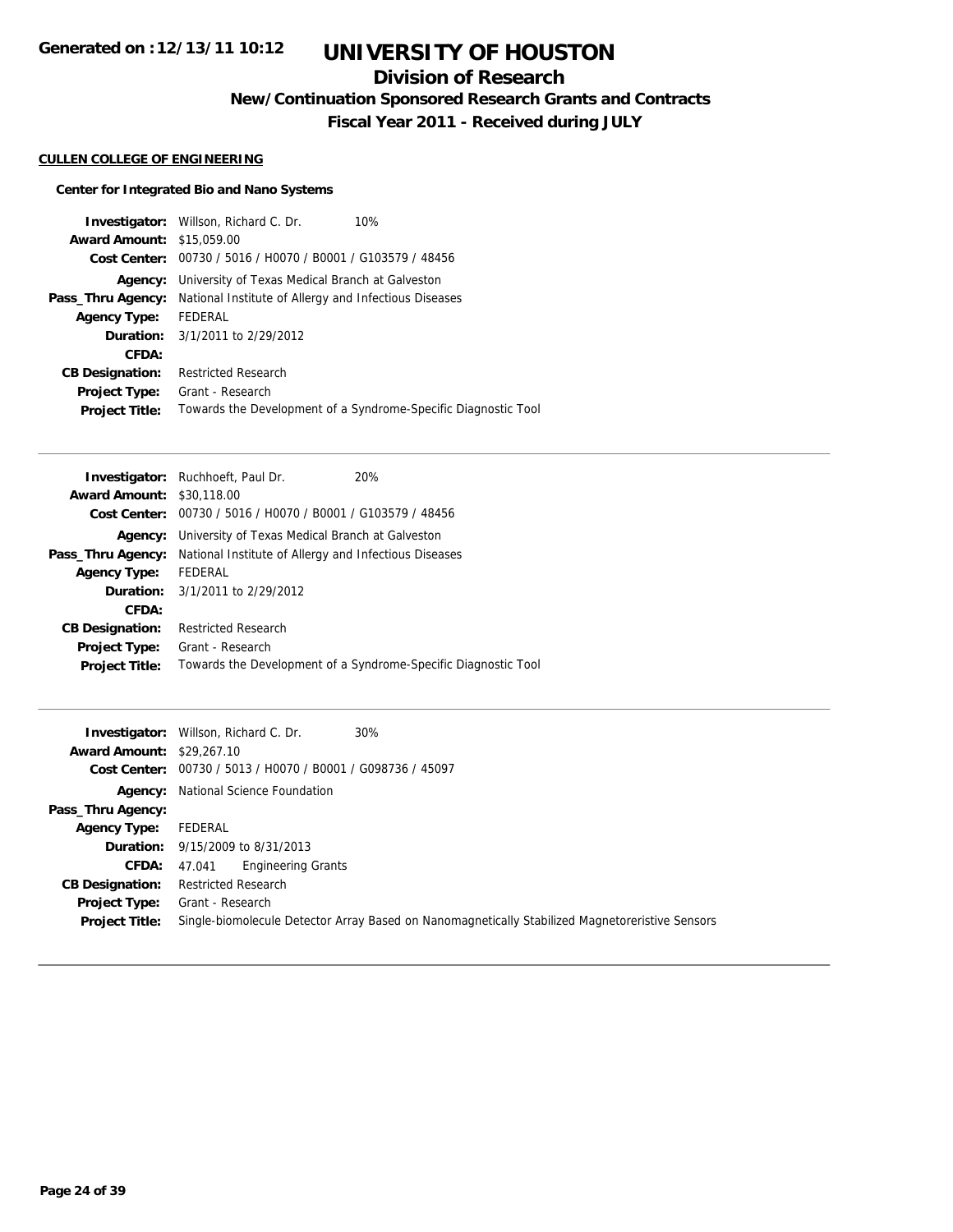# UNIVERSITY OF HOUSTON

## Division of Research

### New/Continuation Sponsored Research Grants and Contracts

### Fiscal Year 2011 - Received during JULY

Generated on :12/13/11 10:12

**CULLEN COLLEGE OF ENGINEERING**

**Center for Integrated Bio and Nano Systems**

**Investigator:** Willson, Richard C. Dr. 10%
**Award Amount:** $15,059.00
**Cost Center:** 00730 / 5016 / H0070 / B0001 / G103579 / 48456
**Agency:** University of Texas Medical Branch at Galveston
**Pass_Thru Agency:** National Institute of Allergy and Infectious Diseases
**Agency Type:** FEDERAL
**Duration:** 3/1/2011 to 2/29/2012
**CFDA:**
**CB Designation:** Restricted Research
**Project Type:** Grant - Research
**Project Title:** Towards the Development of a Syndrome-Specific Diagnostic Tool

---

**Investigator:** Ruchhoeft, Paul Dr. 20%
**Award Amount:** $30,118.00
**Cost Center:** 00730 / 5016 / H0070 / B0001 / G103579 / 48456
**Agency:** University of Texas Medical Branch at Galveston
**Pass_Thru Agency:** National Institute of Allergy and Infectious Diseases
**Agency Type:** FEDERAL
**Duration:** 3/1/2011 to 2/29/2012
**CFDA:**
**CB Designation:** Restricted Research
**Project Type:** Grant - Research
**Project Title:** Towards the Development of a Syndrome-Specific Diagnostic Tool

---

**Investigator:** Willson, Richard C. Dr. 30%
**Award Amount:** $29,267.10
**Cost Center:** 00730 / 5013 / H0070 / B0001 / G098736 / 45097
**Agency:** National Science Foundation
**Pass_Thru Agency:**
**Agency Type:** FEDERAL
**Duration:** 9/15/2009 to 8/31/2013
**CFDA:** 47.041 Engineering Grants
**CB Designation:** Restricted Research
**Project Type:** Grant - Research
**Project Title:** Single-biomolecule Detector Array Based on Nanomagnetically Stabilized Magnetoreristive Sensors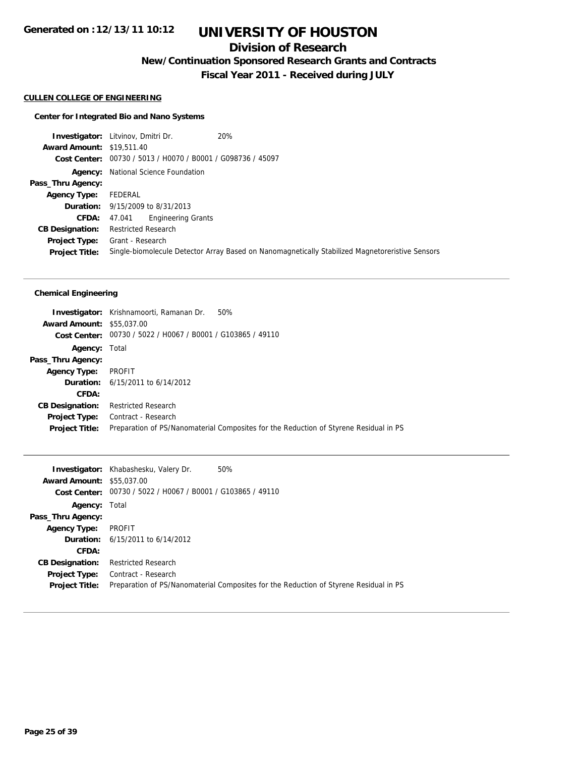**Generated on :12/13/11 10:12**

# UNIVERSITY OF HOUSTON

## Division of Research

### New/Continuation Sponsored Research Grants and Contracts

### Fiscal Year 2011 - Received during JULY

**CULLEN COLLEGE OF ENGINEERING**

**Center for Integrated Bio and Nano Systems**

**Investigator:** Litvinov, Dmitri Dr. 20%
**Award Amount:** $19,511.40
**Cost Center:** 00730 / 5013 / H0070 / B0001 / G098736 / 45097
**Agency:** National Science Foundation
**Pass_Thru Agency:**
**Agency Type:** FEDERAL
**Duration:** 9/15/2009 to 8/31/2013
**CFDA:** 47.041 Engineering Grants
**CB Designation:** Restricted Research
**Project Type:** Grant - Research
**Project Title:** Single-biomolecule Detector Array Based on Nanomagnetically Stabilized Magnetoreristive Sensors

---

**Chemical Engineering**

**Investigator:** Krishnamoorti, Ramanan Dr. 50%
**Award Amount:** $55,037.00
**Cost Center:** 00730 / 5022 / H0067 / B0001 / G103865 / 49110
**Agency:** Total
**Pass_Thru Agency:**
**Agency Type:** PROFIT
**Duration:** 6/15/2011 to 6/14/2012
**CFDA:**
**CB Designation:** Restricted Research
**Project Type:** Contract - Research
**Project Title:** Preparation of PS/Nanomaterial Composites for the Reduction of Styrene Residual in PS

---

**Investigator:** Khabashesku, Valery Dr. 50%
**Award Amount:** $55,037.00
**Cost Center:** 00730 / 5022 / H0067 / B0001 / G103865 / 49110
**Agency:** Total
**Pass_Thru Agency:**
**Agency Type:** PROFIT
**Duration:** 6/15/2011 to 6/14/2012
**CFDA:**
**CB Designation:** Restricted Research
**Project Type:** Contract - Research
**Project Title:** Preparation of PS/Nanomaterial Composites for the Reduction of Styrene Residual in PS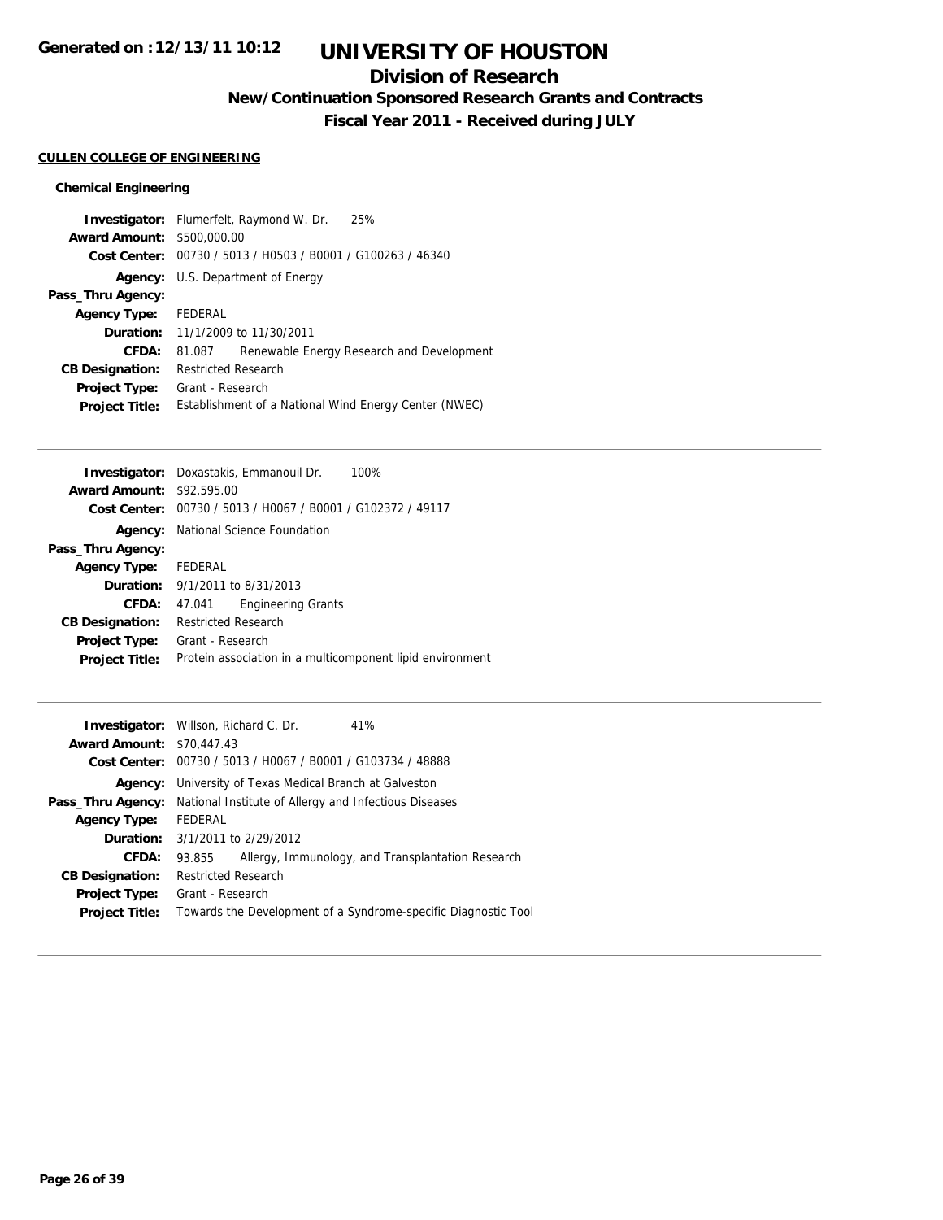**Generated on :12/13/11 10:12**

# UNIVERSITY OF HOUSTON

## Division of Research

### New/Continuation Sponsored Research Grants and Contracts

### Fiscal Year 2011 - Received during JULY

**CULLEN COLLEGE OF ENGINEERING**

**Chemical Engineering**

**Investigator:** Flumerfelt, Raymond W. Dr. 25%
**Award Amount:** \$500,000.00
**Cost Center:** 00730 / 5013 / H0503 / B0001 / G100263 / 46340
**Agency:** U.S. Department of Energy
**Pass_Thru Agency:**
**Agency Type:** FEDERAL
**Duration:** 11/1/2009 to 11/30/2011
**CFDA:** 81.087 Renewable Energy Research and Development
**CB Designation:** Restricted Research
**Project Type:** Grant - Research
**Project Title:** Establishment of a National Wind Energy Center (NWEC)

---

**Investigator:** Doxastakis, Emmanouil Dr. 100%
**Award Amount:** \$92,595.00
**Cost Center:** 00730 / 5013 / H0067 / B0001 / G102372 / 49117
**Agency:** National Science Foundation
**Pass_Thru Agency:**
**Agency Type:** FEDERAL
**Duration:** 9/1/2011 to 8/31/2013
**CFDA:** 47.041 Engineering Grants
**CB Designation:** Restricted Research
**Project Type:** Grant - Research
**Project Title:** Protein association in a multicomponent lipid environment

---

**Investigator:** Willson, Richard C. Dr. 41%
**Award Amount:** \$70,447.43
**Cost Center:** 00730 / 5013 / H0067 / B0001 / G103734 / 48888
**Agency:** University of Texas Medical Branch at Galveston
**Pass_Thru Agency:** National Institute of Allergy and Infectious Diseases
**Agency Type:** FEDERAL
**Duration:** 3/1/2011 to 2/29/2012
**CFDA:** 93.855 Allergy, Immunology, and Transplantation Research
**CB Designation:** Restricted Research
**Project Type:** Grant - Research
**Project Title:** Towards the Development of a Syndrome-specific Diagnostic Tool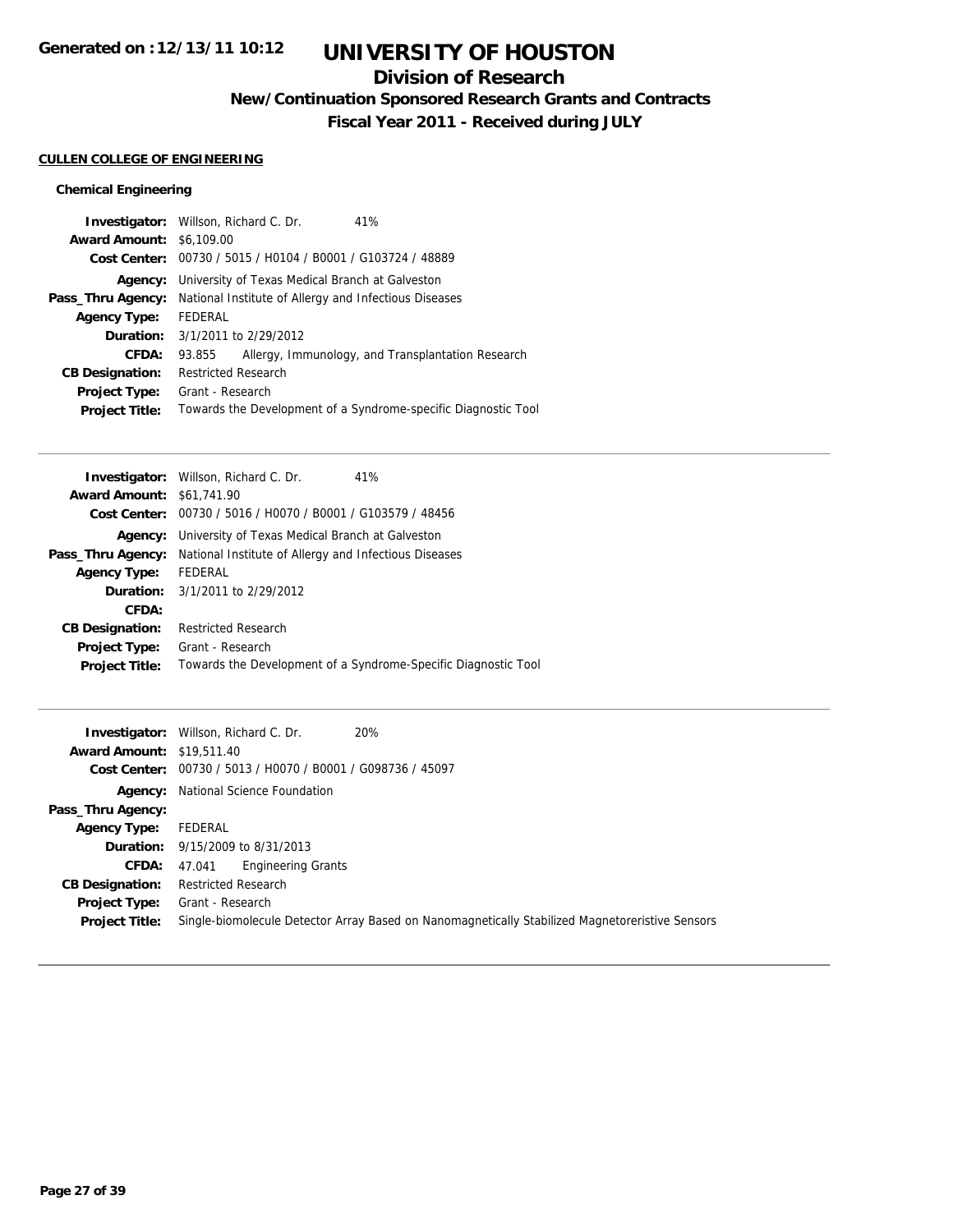**Generated on :12/13/11 10:12**

# UNIVERSITY OF HOUSTON

## Division of Research

### New/Continuation Sponsored Research Grants and Contracts

### Fiscal Year 2011 - Received during JULY

**CULLEN COLLEGE OF ENGINEERING**

#### Chemical Engineering

**Investigator:** Willson, Richard C. Dr. 41%
**Award Amount:** $6,109.00
**Cost Center:** 00730 / 5015 / H0104 / B0001 / G103724 / 48889
**Agency:** University of Texas Medical Branch at Galveston
**Pass_Thru Agency:** National Institute of Allergy and Infectious Diseases
**Agency Type:** FEDERAL
**Duration:** 3/1/2011 to 2/29/2012
**CFDA:** 93.855 Allergy, Immunology, and Transplantation Research
**CB Designation:** Restricted Research
**Project Type:** Grant - Research
**Project Title:** Towards the Development of a Syndrome-specific Diagnostic Tool

---

**Investigator:** Willson, Richard C. Dr. 41%
**Award Amount:** $61,741.90
**Cost Center:** 00730 / 5016 / H0070 / B0001 / G103579 / 48456
**Agency:** University of Texas Medical Branch at Galveston
**Pass_Thru Agency:** National Institute of Allergy and Infectious Diseases
**Agency Type:** FEDERAL
**Duration:** 3/1/2011 to 2/29/2012
**CFDA:**
**CB Designation:** Restricted Research
**Project Type:** Grant - Research
**Project Title:** Towards the Development of a Syndrome-Specific Diagnostic Tool

---

**Investigator:** Willson, Richard C. Dr. 20%
**Award Amount:** $19,511.40
**Cost Center:** 00730 / 5013 / H0070 / B0001 / G098736 / 45097
**Agency:** National Science Foundation
**Pass_Thru Agency:**
**Agency Type:** FEDERAL
**Duration:** 9/15/2009 to 8/31/2013
**CFDA:** 47.041 Engineering Grants
**CB Designation:** Restricted Research
**Project Type:** Grant - Research
**Project Title:** Single-biomolecule Detector Array Based on Nanomagnetically Stabilized Magnetoreristive Sensors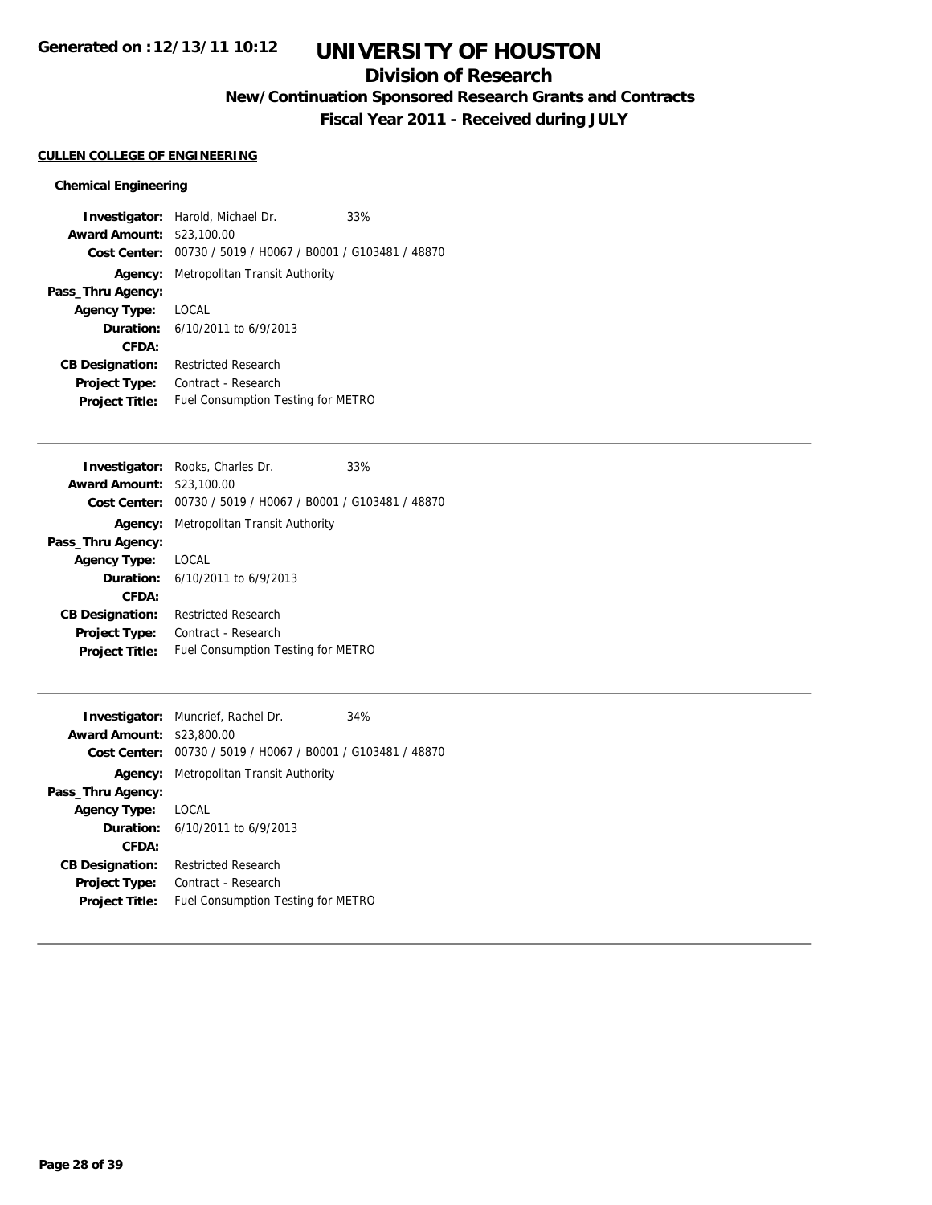# UNIVERSITY OF HOUSTON

## Division of Research

### New/Continuation Sponsored Research Grants and Contracts

### Fiscal Year 2011 - Received during JULY

**CULLEN COLLEGE OF ENGINEERING**

**Chemical Engineering**

**Investigator:** Harold, Michael Dr. 33%
**Award Amount:** $23,100.00
**Cost Center:** 00730 / 5019 / H0067 / B0001 / G103481 / 48870
**Agency:** Metropolitan Transit Authority
**Pass_Thru Agency:**
**Agency Type:** LOCAL
**Duration:** 6/10/2011 to 6/9/2013
**CFDA:**
**CB Designation:** Restricted Research
**Project Type:** Contract - Research
**Project Title:** Fuel Consumption Testing for METRO

---

**Investigator:** Rooks, Charles Dr. 33%
**Award Amount:** $23,100.00
**Cost Center:** 00730 / 5019 / H0067 / B0001 / G103481 / 48870
**Agency:** Metropolitan Transit Authority
**Pass_Thru Agency:**
**Agency Type:** LOCAL
**Duration:** 6/10/2011 to 6/9/2013
**CFDA:**
**CB Designation:** Restricted Research
**Project Type:** Contract - Research
**Project Title:** Fuel Consumption Testing for METRO

---

**Investigator:** Muncrief, Rachel Dr. 34%
**Award Amount:** $23,800.00
**Cost Center:** 00730 / 5019 / H0067 / B0001 / G103481 / 48870
**Agency:** Metropolitan Transit Authority
**Pass_Thru Agency:**
**Agency Type:** LOCAL
**Duration:** 6/10/2011 to 6/9/2013
**CFDA:**
**CB Designation:** Restricted Research
**Project Type:** Contract - Research
**Project Title:** Fuel Consumption Testing for METRO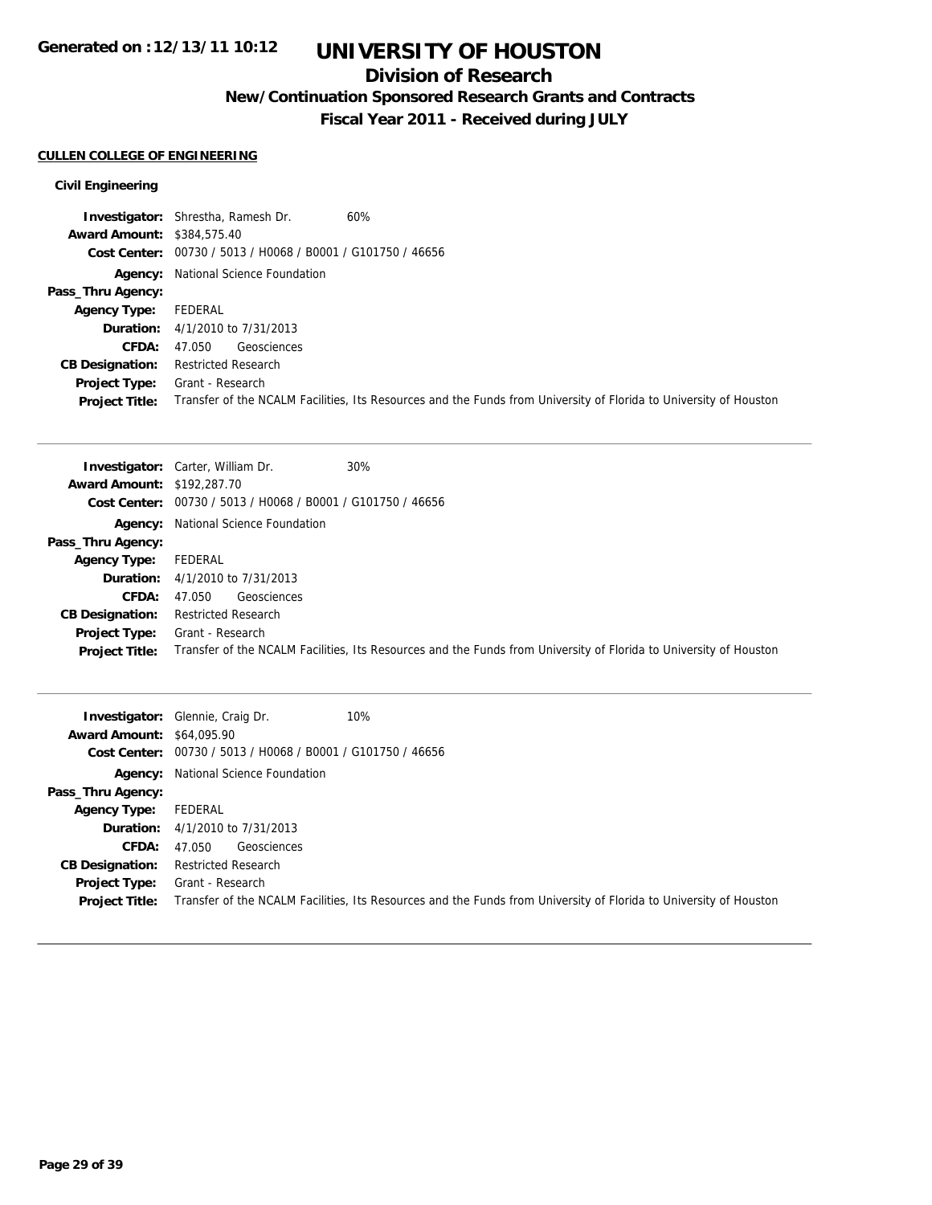# UNIVERSITY OF HOUSTON

## Division of Research

### New/Continuation Sponsored Research Grants and Contracts

### Fiscal Year 2011 - Received during JULY

**CULLEN COLLEGE OF ENGINEERING**

**Civil Engineering**

**Investigator:** Shrestha, Ramesh Dr. 60%
**Award Amount:** $384,575.40
**Cost Center:** 00730 / 5013 / H0068 / B0001 / G101750 / 46656
**Agency:** National Science Foundation
**Pass_Thru Agency:**
**Agency Type:** FEDERAL
**Duration:** 4/1/2010 to 7/31/2013
**CFDA:** 47.050 Geosciences
**CB Designation:** Restricted Research
**Project Type:** Grant - Research
**Project Title:** Transfer of the NCALM Facilities, Its Resources and the Funds from University of Florida to University of Houston

---

**Investigator:** Carter, William Dr. 30%
**Award Amount:** $192,287.70
**Cost Center:** 00730 / 5013 / H0068 / B0001 / G101750 / 46656
**Agency:** National Science Foundation
**Pass_Thru Agency:**
**Agency Type:** FEDERAL
**Duration:** 4/1/2010 to 7/31/2013
**CFDA:** 47.050 Geosciences
**CB Designation:** Restricted Research
**Project Type:** Grant - Research
**Project Title:** Transfer of the NCALM Facilities, Its Resources and the Funds from University of Florida to University of Houston

---

**Investigator:** Glennie, Craig Dr. 10%
**Award Amount:** $64,095.90
**Cost Center:** 00730 / 5013 / H0068 / B0001 / G101750 / 46656
**Agency:** National Science Foundation
**Pass_Thru Agency:**
**Agency Type:** FEDERAL
**Duration:** 4/1/2010 to 7/31/2013
**CFDA:** 47.050 Geosciences
**CB Designation:** Restricted Research
**Project Type:** Grant - Research
**Project Title:** Transfer of the NCALM Facilities, Its Resources and the Funds from University of Florida to University of Houston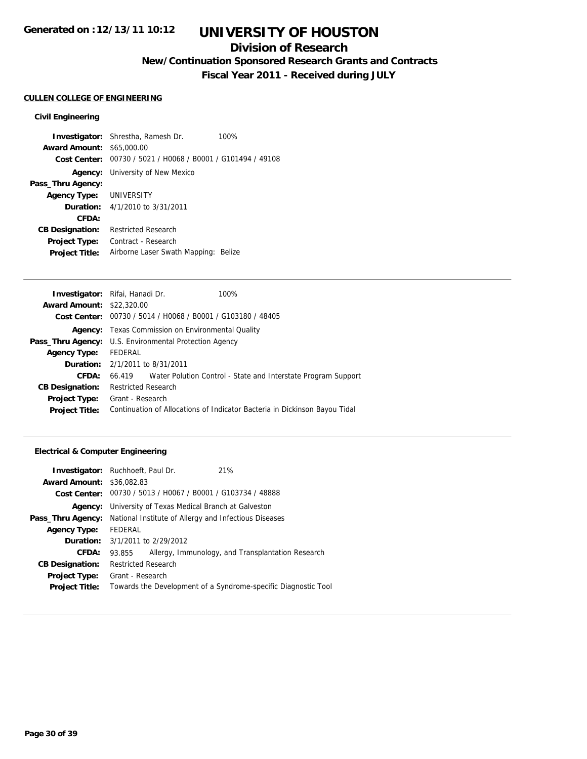# UNIVERSITY OF HOUSTON

## Division of Research

### New/Continuation Sponsored Research Grants and Contracts

### Fiscal Year 2011 - Received during JULY

Generated on :12/13/11 10:12

**CULLEN COLLEGE OF ENGINEERING**

**Civil Engineering**

**Investigator:** Shrestha, Ramesh Dr. 100%
**Award Amount:** $65,000.00
**Cost Center:** 00730 / 5021 / H0068 / B0001 / G101494 / 49108
**Agency:** University of New Mexico
**Pass_Thru Agency:**
**Agency Type:** UNIVERSITY
**Duration:** 4/1/2010 to 3/31/2011
**CFDA:**
**CB Designation:** Restricted Research
**Project Type:** Contract - Research
**Project Title:** Airborne Laser Swath Mapping: Belize

---

**Investigator:** Rifai, Hanadi Dr. 100%
**Award Amount:** $22,320.00
**Cost Center:** 00730 / 5014 / H0068 / B0001 / G103180 / 48405
**Agency:** Texas Commission on Environmental Quality
**Pass_Thru Agency:** U.S. Environmental Protection Agency
**Agency Type:** FEDERAL
**Duration:** 2/1/2011 to 8/31/2011
**CFDA:** 66.419 Water Polution Control - State and Interstate Program Support
**CB Designation:** Restricted Research
**Project Type:** Grant - Research
**Project Title:** Continuation of Allocations of Indicator Bacteria in Dickinson Bayou Tidal

---

**Electrical & Computer Engineering**

**Investigator:** Ruchhoeft, Paul Dr. 21%
**Award Amount:** $36,082.83
**Cost Center:** 00730 / 5013 / H0067 / B0001 / G103734 / 48888
**Agency:** University of Texas Medical Branch at Galveston
**Pass_Thru Agency:** National Institute of Allergy and Infectious Diseases
**Agency Type:** FEDERAL
**Duration:** 3/1/2011 to 2/29/2012
**CFDA:** 93.855 Allergy, Immunology, and Transplantation Research
**CB Designation:** Restricted Research
**Project Type:** Grant - Research
**Project Title:** Towards the Development of a Syndrome-specific Diagnostic Tool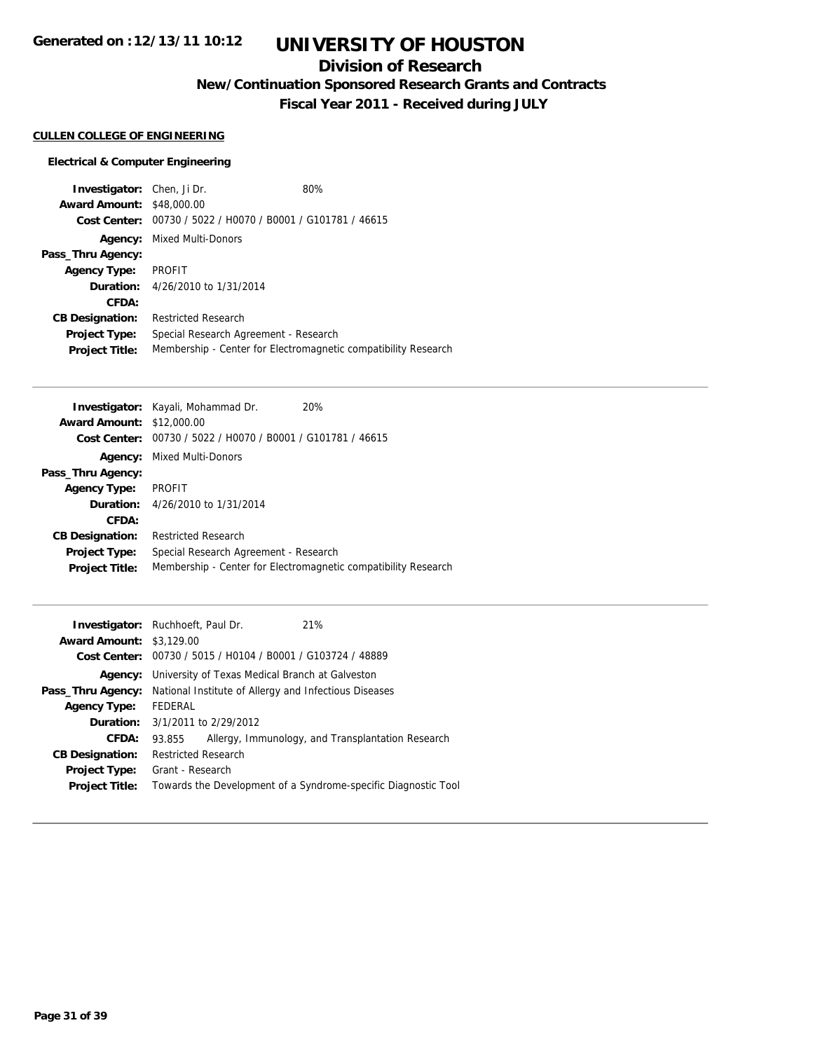# UNIVERSITY OF HOUSTON

## Division of Research

### New/Continuation Sponsored Research Grants and Contracts

### Fiscal Year 2011 - Received during JULY

Generated on :12/13/11 10:12

**CULLEN COLLEGE OF ENGINEERING**

**Electrical & Computer Engineering**

**Investigator:** Chen, Ji Dr. 80%
**Award Amount:** $48,000.00
**Cost Center:** 00730 / 5022 / H0070 / B0001 / G101781 / 46615
**Agency:** Mixed Multi-Donors
**Pass_Thru Agency:**
**Agency Type:** PROFIT
**Duration:** 4/26/2010 to 1/31/2014
**CFDA:**
**CB Designation:** Restricted Research
**Project Type:** Special Research Agreement - Research
**Project Title:** Membership - Center for Electromagnetic compatibility Research

---

**Investigator:** Kayali, Mohammad Dr. 20%
**Award Amount:** $12,000.00
**Cost Center:** 00730 / 5022 / H0070 / B0001 / G101781 / 46615
**Agency:** Mixed Multi-Donors
**Pass_Thru Agency:**
**Agency Type:** PROFIT
**Duration:** 4/26/2010 to 1/31/2014
**CFDA:**
**CB Designation:** Restricted Research
**Project Type:** Special Research Agreement - Research
**Project Title:** Membership - Center for Electromagnetic compatibility Research

---

**Investigator:** Ruchhoeft, Paul Dr. 21%
**Award Amount:** $3,129.00
**Cost Center:** 00730 / 5015 / H0104 / B0001 / G103724 / 48889
**Agency:** University of Texas Medical Branch at Galveston
**Pass_Thru Agency:** National Institute of Allergy and Infectious Diseases
**Agency Type:** FEDERAL
**Duration:** 3/1/2011 to 2/29/2012
**CFDA:** 93.855 Allergy, Immunology, and Transplantation Research
**CB Designation:** Restricted Research
**Project Type:** Grant - Research
**Project Title:** Towards the Development of a Syndrome-specific Diagnostic Tool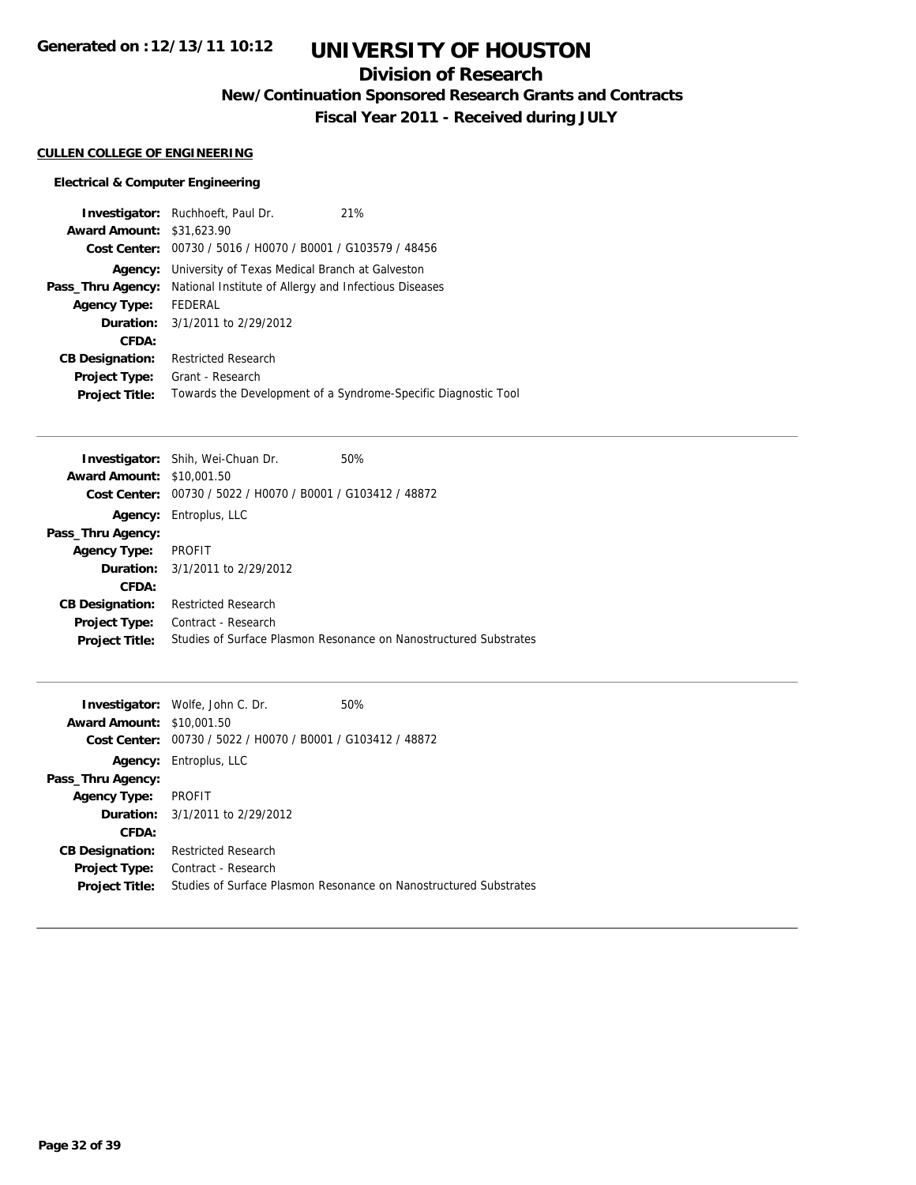**Generated on :12/13/11 10:12**

# UNIVERSITY OF HOUSTON

## Division of Research

### New/Continuation Sponsored Research Grants and Contracts

### Fiscal Year 2011 - Received during JULY

**CULLEN COLLEGE OF ENGINEERING**

**Electrical & Computer Engineering**

| | | |
|---|---|---|
| **Investigator:** | Ruchhoeft, Paul Dr. | 21% |
| **Award Amount:** | $31,623.90 | |
| **Cost Center:** | 00730 / 5016 / H0070 / B0001 / G103579 / 48456 | |
| **Agency:** | University of Texas Medical Branch at Galveston | |
| **Pass_Thru Agency:** | National Institute of Allergy and Infectious Diseases | |
| **Agency Type:** | FEDERAL | |
| **Duration:** | 3/1/2011 to 2/29/2012 | |
| **CFDA:** | | |
| **CB Designation:** | Restricted Research | |
| **Project Type:** | Grant - Research | |
| **Project Title:** | Towards the Development of a Syndrome-Specific Diagnostic Tool | |

---

| | | |
|---|---|---|
| **Investigator:** | Shih, Wei-Chuan Dr. | 50% |
| **Award Amount:** | $10,001.50 | |
| **Cost Center:** | 00730 / 5022 / H0070 / B0001 / G103412 / 48872 | |
| **Agency:** | Entroplus, LLC | |
| **Pass_Thru Agency:** | | |
| **Agency Type:** | PROFIT | |
| **Duration:** | 3/1/2011 to 2/29/2012 | |
| **CFDA:** | | |
| **CB Designation:** | Restricted Research | |
| **Project Type:** | Contract - Research | |
| **Project Title:** | Studies of Surface Plasmon Resonance on Nanostructured Substrates | |

---

| | | |
|---|---|---|
| **Investigator:** | Wolfe, John C. Dr. | 50% |
| **Award Amount:** | $10,001.50 | |
| **Cost Center:** | 00730 / 5022 / H0070 / B0001 / G103412 / 48872 | |
| **Agency:** | Entroplus, LLC | |
| **Pass_Thru Agency:** | | |
| **Agency Type:** | PROFIT | |
| **Duration:** | 3/1/2011 to 2/29/2012 | |
| **CFDA:** | | |
| **CB Designation:** | Restricted Research | |
| **Project Type:** | Contract - Research | |
| **Project Title:** | Studies of Surface Plasmon Resonance on Nanostructured Substrates | |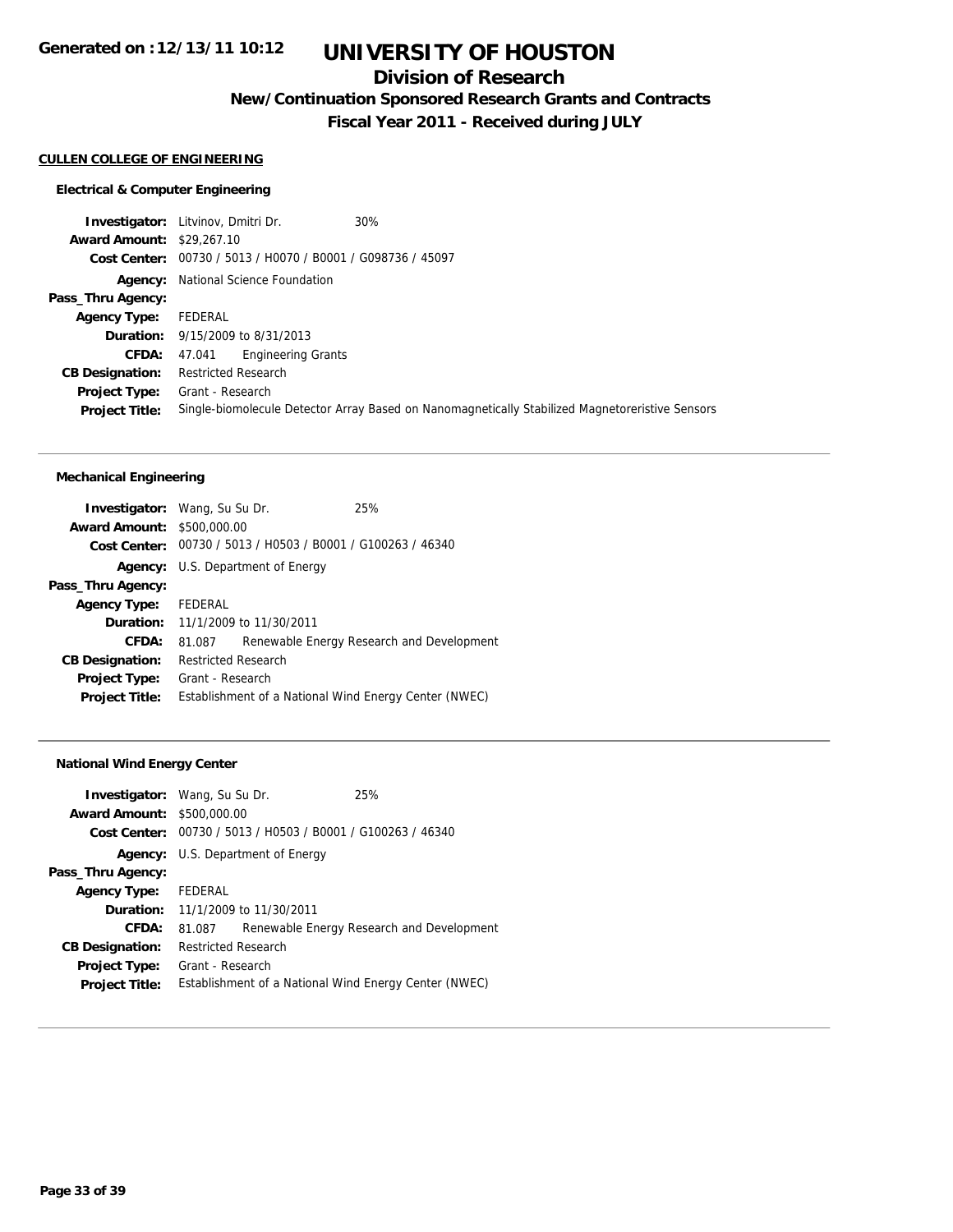# UNIVERSITY OF HOUSTON

## Division of Research

### New/Continuation Sponsored Research Grants and Contracts

### Fiscal Year 2011 - Received during JULY

Generated on :12/13/11 10:12

**CULLEN COLLEGE OF ENGINEERING**

**Electrical & Computer Engineering**

| | |
|---|---|
| **Investigator:** | Litvinov, Dmitri Dr. 30% |
| **Award Amount:** | $29,267.10 |
| **Cost Center:** | 00730 / 5013 / H0070 / B0001 / G098736 / 45097 |
| **Agency:** | National Science Foundation |
| **Pass_Thru Agency:** | |
| **Agency Type:** | FEDERAL |
| **Duration:** | 9/15/2009 to 8/31/2013 |
| **CFDA:** | 47.041 Engineering Grants |
| **CB Designation:** | Restricted Research |
| **Project Type:** | Grant - Research |
| **Project Title:** | Single-biomolecule Detector Array Based on Nanomagnetically Stabilized Magnetoreristive Sensors |

**Mechanical Engineering**

| | |
|---|---|
| **Investigator:** | Wang, Su Su Dr. 25% |
| **Award Amount:** | $500,000.00 |
| **Cost Center:** | 00730 / 5013 / H0503 / B0001 / G100263 / 46340 |
| **Agency:** | U.S. Department of Energy |
| **Pass_Thru Agency:** | |
| **Agency Type:** | FEDERAL |
| **Duration:** | 11/1/2009 to 11/30/2011 |
| **CFDA:** | 81.087 Renewable Energy Research and Development |
| **CB Designation:** | Restricted Research |
| **Project Type:** | Grant - Research |
| **Project Title:** | Establishment of a National Wind Energy Center (NWEC) |

**National Wind Energy Center**

| | |
|---|---|
| **Investigator:** | Wang, Su Su Dr. 25% |
| **Award Amount:** | $500,000.00 |
| **Cost Center:** | 00730 / 5013 / H0503 / B0001 / G100263 / 46340 |
| **Agency:** | U.S. Department of Energy |
| **Pass_Thru Agency:** | |
| **Agency Type:** | FEDERAL |
| **Duration:** | 11/1/2009 to 11/30/2011 |
| **CFDA:** | 81.087 Renewable Energy Research and Development |
| **CB Designation:** | Restricted Research |
| **Project Type:** | Grant - Research |
| **Project Title:** | Establishment of a National Wind Energy Center (NWEC) |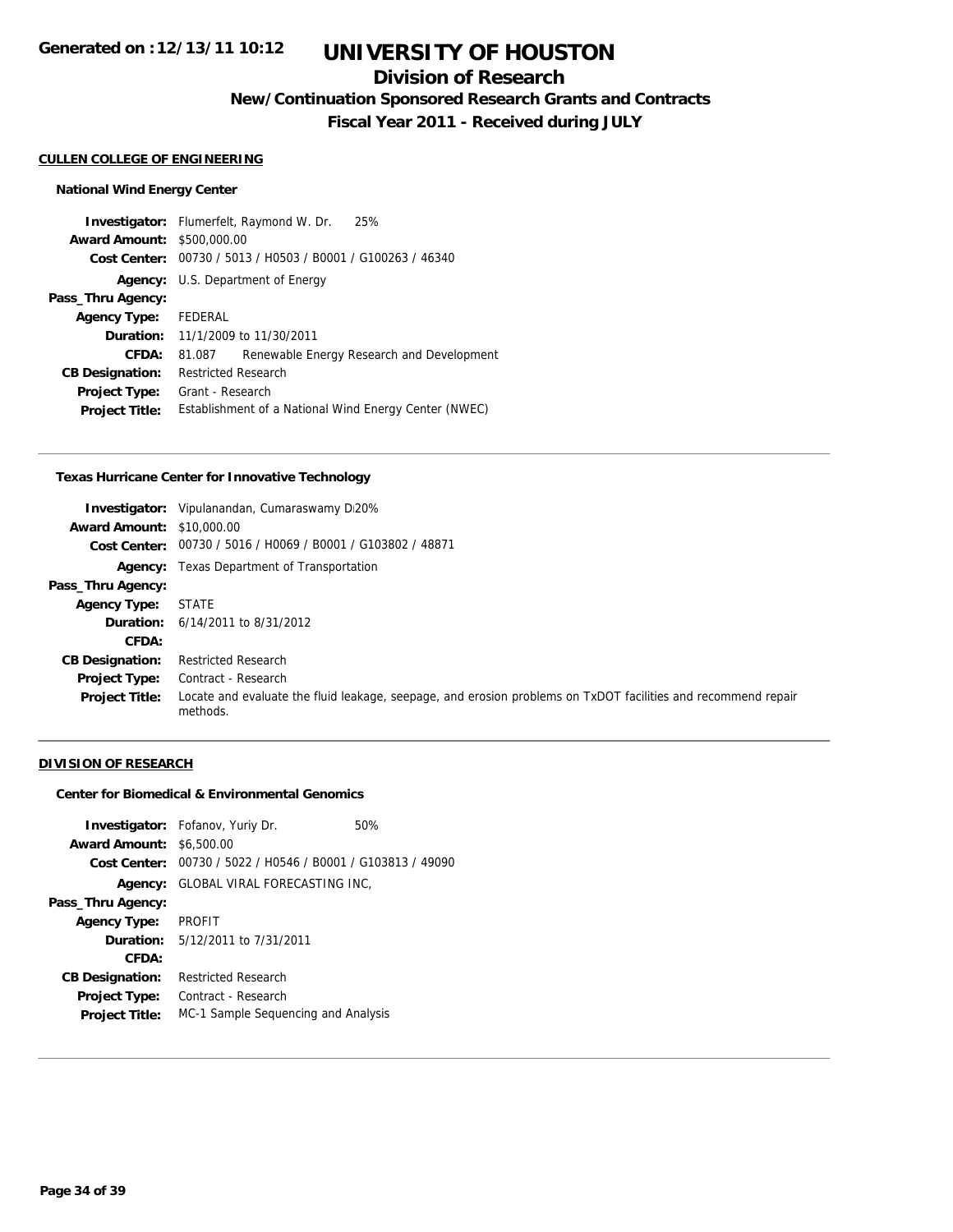# UNIVERSITY OF HOUSTON

## Division of Research

### New/Continuation Sponsored Research Grants and Contracts

### Fiscal Year 2011 - Received during JULY

**CULLEN COLLEGE OF ENGINEERING**

**National Wind Energy Center**

| | |
|---|---|
| **Investigator:** | Flumerfelt, Raymond W. Dr. 25% |
| **Award Amount:** | $500,000.00 |
| **Cost Center:** | 00730 / 5013 / H0503 / B0001 / G100263 / 46340 |
| **Agency:** | U.S. Department of Energy |
| **Pass_Thru Agency:** | |
| **Agency Type:** | FEDERAL |
| **Duration:** | 11/1/2009 to 11/30/2011 |
| **CFDA:** | 81.087 Renewable Energy Research and Development |
| **CB Designation:** | Restricted Research |
| **Project Type:** | Grant - Research |
| **Project Title:** | Establishment of a National Wind Energy Center (NWEC) |

**Texas Hurricane Center for Innovative Technology**

| | |
|---|---|
| **Investigator:** | Vipulanandan, Cumaraswamy D 20% |
| **Award Amount:** | $10,000.00 |
| **Cost Center:** | 00730 / 5016 / H0069 / B0001 / G103802 / 48871 |
| **Agency:** | Texas Department of Transportation |
| **Pass_Thru Agency:** | |
| **Agency Type:** | STATE |
| **Duration:** | 6/14/2011 to 8/31/2012 |
| **CFDA:** | |
| **CB Designation:** | Restricted Research |
| **Project Type:** | Contract - Research |
| **Project Title:** | Locate and evaluate the fluid leakage, seepage, and erosion problems on TxDOT facilities and recommend repair methods. |

**DIVISION OF RESEARCH**

**Center for Biomedical & Environmental Genomics**

| | |
|---|---|
| **Investigator:** | Fofanov, Yuriy Dr. 50% |
| **Award Amount:** | $6,500.00 |
| **Cost Center:** | 00730 / 5022 / H0546 / B0001 / G103813 / 49090 |
| **Agency:** | GLOBAL VIRAL FORECASTING INC, |
| **Pass_Thru Agency:** | |
| **Agency Type:** | PROFIT |
| **Duration:** | 5/12/2011 to 7/31/2011 |
| **CFDA:** | |
| **CB Designation:** | Restricted Research |
| **Project Type:** | Contract - Research |
| **Project Title:** | MC-1 Sample Sequencing and Analysis |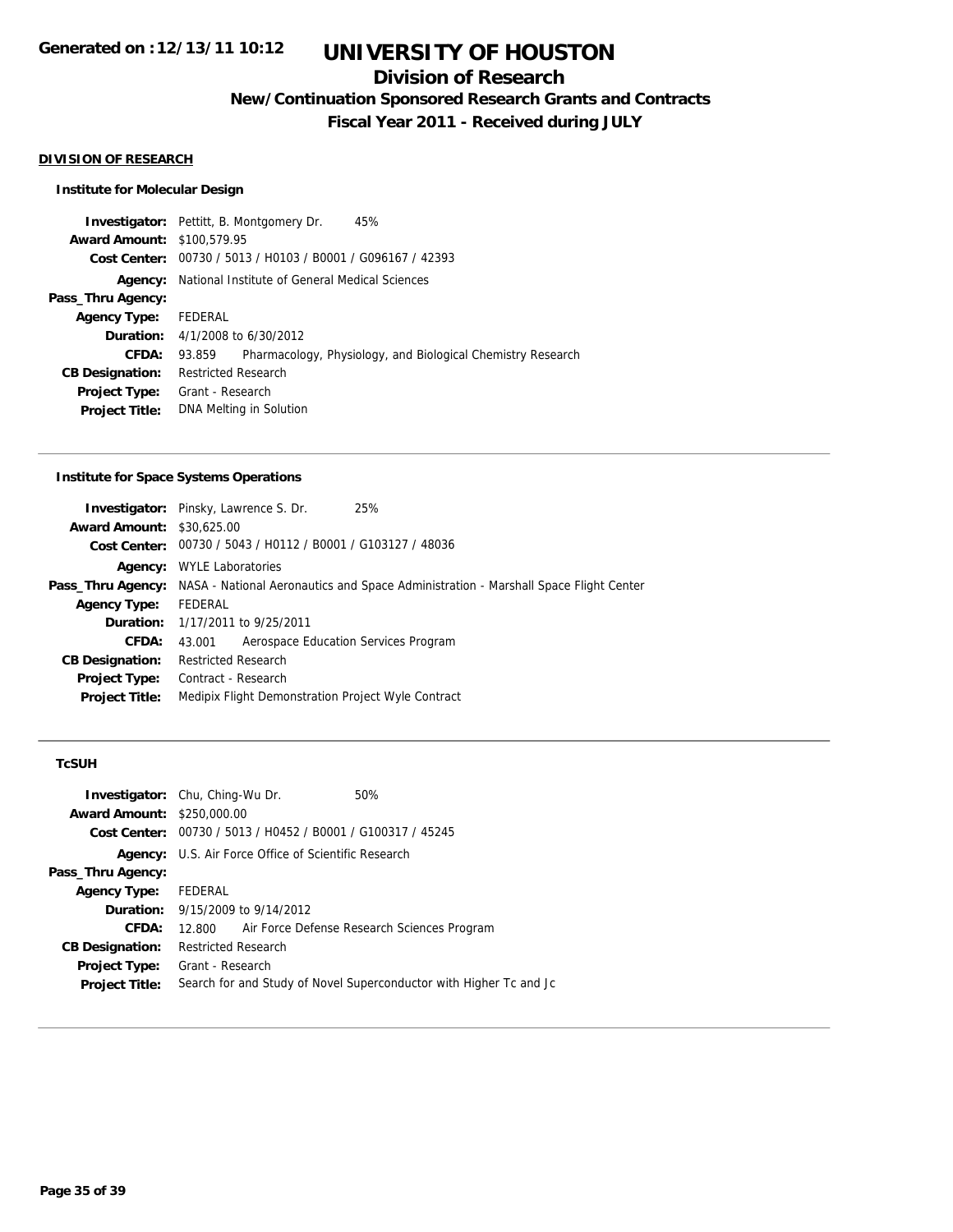# UNIVERSITY OF HOUSTON

## Division of Research

### New/Continuation Sponsored Research Grants and Contracts

### Fiscal Year 2011 - Received during JULY

Generated on :12/13/11 10:12

**DIVISION OF RESEARCH**

**Institute for Molecular Design**

**Investigator:** Pettitt, B. Montgomery Dr. 45%
**Award Amount:** $100,579.95
**Cost Center:** 00730 / 5013 / H0103 / B0001 / G096167 / 42393
**Agency:** National Institute of General Medical Sciences
**Pass_Thru Agency:**
**Agency Type:** FEDERAL
**Duration:** 4/1/2008 to 6/30/2012
**CFDA:** 93.859 Pharmacology, Physiology, and Biological Chemistry Research
**CB Designation:** Restricted Research
**Project Type:** Grant - Research
**Project Title:** DNA Melting in Solution

---

**Institute for Space Systems Operations**

**Investigator:** Pinsky, Lawrence S. Dr. 25%
**Award Amount:** $30,625.00
**Cost Center:** 00730 / 5043 / H0112 / B0001 / G103127 / 48036
**Agency:** WYLE Laboratories
**Pass_Thru Agency:** NASA - National Aeronautics and Space Administration - Marshall Space Flight Center
**Agency Type:** FEDERAL
**Duration:** 1/17/2011 to 9/25/2011
**CFDA:** 43.001 Aerospace Education Services Program
**CB Designation:** Restricted Research
**Project Type:** Contract - Research
**Project Title:** Medipix Flight Demonstration Project Wyle Contract

---

**TcSUH**

**Investigator:** Chu, Ching-Wu Dr. 50%
**Award Amount:** $250,000.00
**Cost Center:** 00730 / 5013 / H0452 / B0001 / G100317 / 45245
**Agency:** U.S. Air Force Office of Scientific Research
**Pass_Thru Agency:**
**Agency Type:** FEDERAL
**Duration:** 9/15/2009 to 9/14/2012
**CFDA:** 12.800 Air Force Defense Research Sciences Program
**CB Designation:** Restricted Research
**Project Type:** Grant - Research
**Project Title:** Search for and Study of Novel Superconductor with Higher Tc and Jc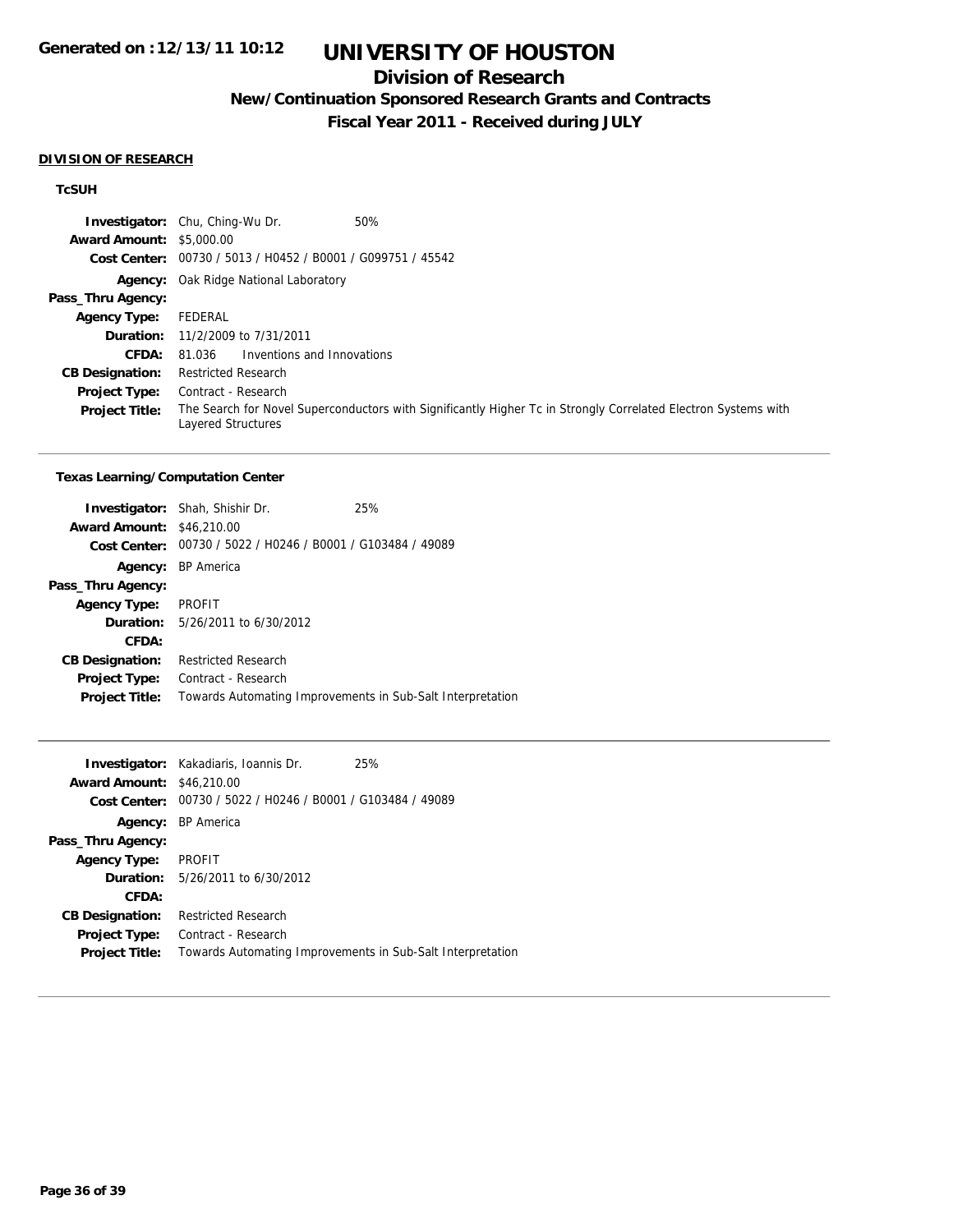# UNIVERSITY OF HOUSTON

## Division of Research

### New/Continuation Sponsored Research Grants and Contracts

### Fiscal Year 2011 - Received during JULY

**DIVISION OF RESEARCH**

**TcSUH**

**Investigator:** Chu, Ching-Wu Dr. 50%
**Award Amount:** $5,000.00
**Cost Center:** 00730 / 5013 / H0452 / B0001 / G099751 / 45542
**Agency:** Oak Ridge National Laboratory
**Pass_Thru Agency:**
**Agency Type:** FEDERAL
**Duration:** 11/2/2009 to 7/31/2011
**CFDA:** 81.036 Inventions and Innovations
**CB Designation:** Restricted Research
**Project Type:** Contract - Research
**Project Title:** The Search for Novel Superconductors with Significantly Higher Tc in Strongly Correlated Electron Systems with Layered Structures

---

**Texas Learning/Computation Center**

**Investigator:** Shah, Shishir Dr. 25%
**Award Amount:** $46,210.00
**Cost Center:** 00730 / 5022 / H0246 / B0001 / G103484 / 49089
**Agency:** BP America
**Pass_Thru Agency:**
**Agency Type:** PROFIT
**Duration:** 5/26/2011 to 6/30/2012
**CFDA:**
**CB Designation:** Restricted Research
**Project Type:** Contract - Research
**Project Title:** Towards Automating Improvements in Sub-Salt Interpretation

---

**Investigator:** Kakadiaris, Ioannis Dr. 25%
**Award Amount:** $46,210.00
**Cost Center:** 00730 / 5022 / H0246 / B0001 / G103484 / 49089
**Agency:** BP America
**Pass_Thru Agency:**
**Agency Type:** PROFIT
**Duration:** 5/26/2011 to 6/30/2012
**CFDA:**
**CB Designation:** Restricted Research
**Project Type:** Contract - Research
**Project Title:** Towards Automating Improvements in Sub-Salt Interpretation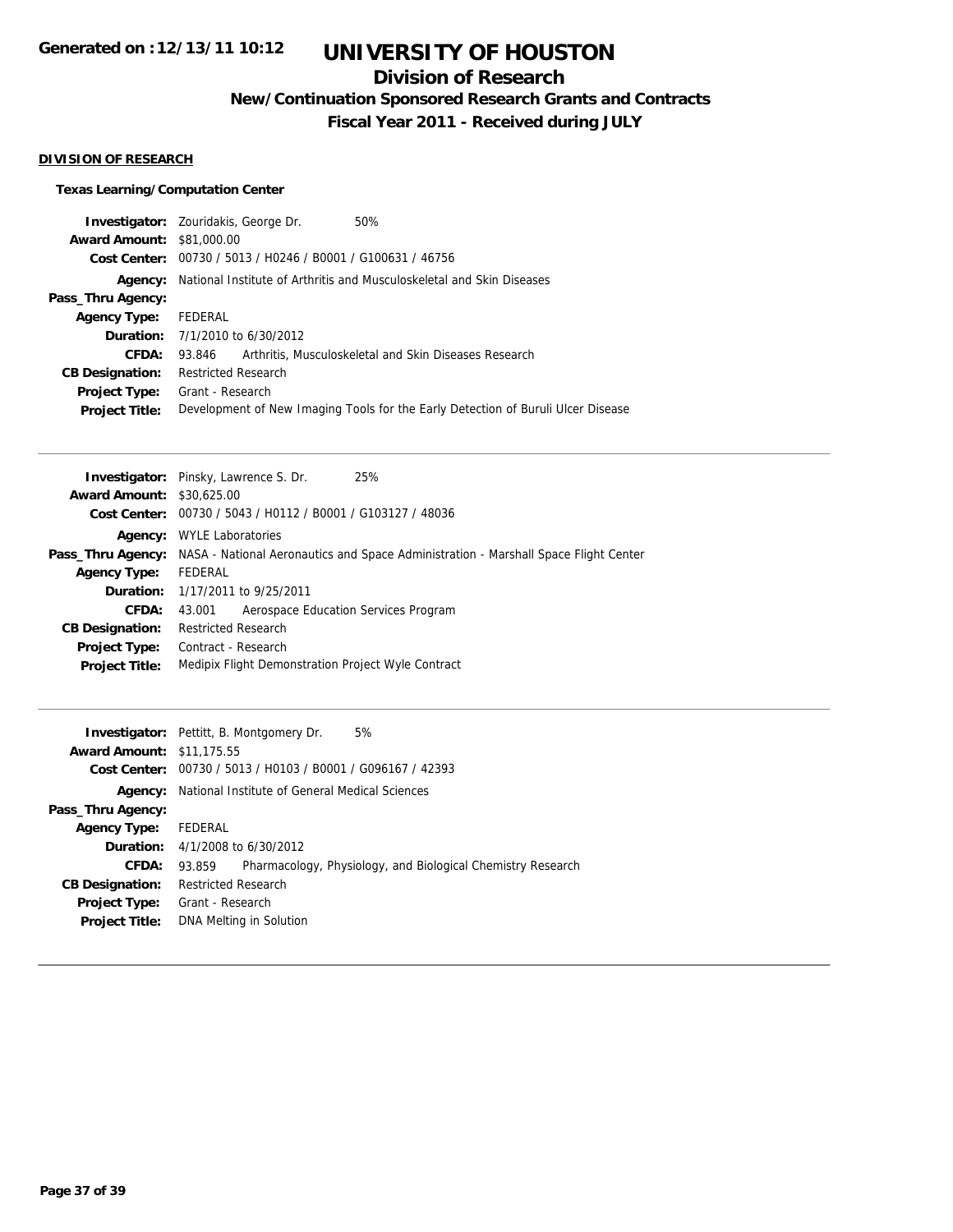# UNIVERSITY OF HOUSTON

## Division of Research

### New/Continuation Sponsored Research Grants and Contracts

### Fiscal Year 2011 - Received during JULY

**DIVISION OF RESEARCH**

**Texas Learning/Computation Center**

**Investigator:** Zouridakis, George Dr. 50%
**Award Amount:** $81,000.00
**Cost Center:** 00730 / 5013 / H0246 / B0001 / G100631 / 46756
**Agency:** National Institute of Arthritis and Musculoskeletal and Skin Diseases
**Pass_Thru Agency:**
**Agency Type:** FEDERAL
**Duration:** 7/1/2010 to 6/30/2012
**CFDA:** 93.846 Arthritis, Musculoskeletal and Skin Diseases Research
**CB Designation:** Restricted Research
**Project Type:** Grant - Research
**Project Title:** Development of New Imaging Tools for the Early Detection of Buruli Ulcer Disease

---

**Investigator:** Pinsky, Lawrence S. Dr. 25%
**Award Amount:** $30,625.00
**Cost Center:** 00730 / 5043 / H0112 / B0001 / G103127 / 48036
**Agency:** WYLE Laboratories
**Pass_Thru Agency:** NASA - National Aeronautics and Space Administration - Marshall Space Flight Center
**Agency Type:** FEDERAL
**Duration:** 1/17/2011 to 9/25/2011
**CFDA:** 43.001 Aerospace Education Services Program
**CB Designation:** Restricted Research
**Project Type:** Contract - Research
**Project Title:** Medipix Flight Demonstration Project Wyle Contract

---

**Investigator:** Pettitt, B. Montgomery Dr. 5%
**Award Amount:** $11,175.55
**Cost Center:** 00730 / 5013 / H0103 / B0001 / G096167 / 42393
**Agency:** National Institute of General Medical Sciences
**Pass_Thru Agency:**
**Agency Type:** FEDERAL
**Duration:** 4/1/2008 to 6/30/2012
**CFDA:** 93.859 Pharmacology, Physiology, and Biological Chemistry Research
**CB Designation:** Restricted Research
**Project Type:** Grant - Research
**Project Title:** DNA Melting in Solution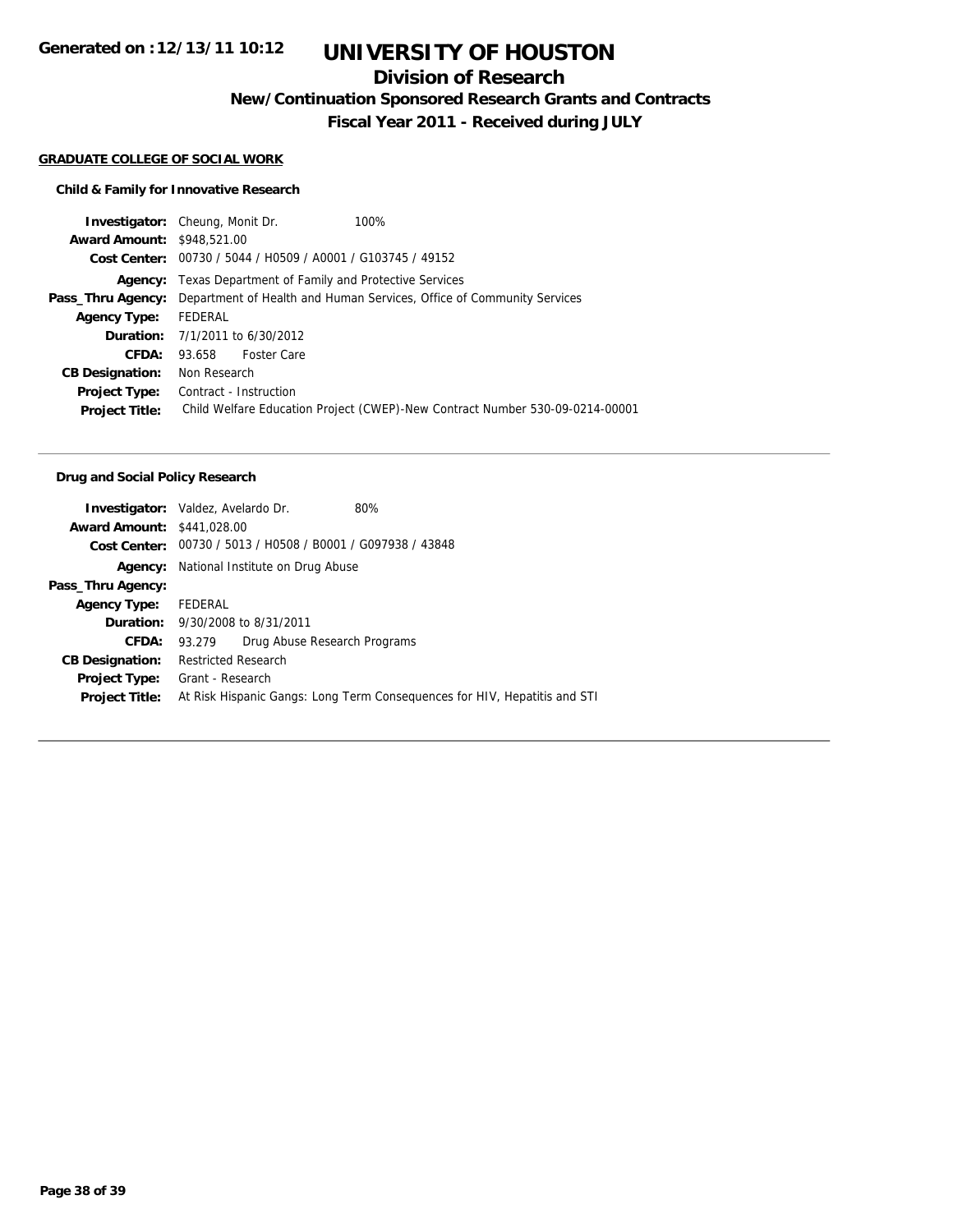# UNIVERSITY OF HOUSTON

## Division of Research

### New/Continuation Sponsored Research Grants and Contracts

### Fiscal Year 2011 - Received during JULY

**GRADUATE COLLEGE OF SOCIAL WORK**

#### Child & Family for Innovative Research

| | |
|---|---|
| **Investigator:** | Cheung, Monit Dr. 100% |
| **Award Amount:** | $948,521.00 |
| **Cost Center:** | 00730 / 5044 / H0509 / A0001 / G103745 / 49152 |
| **Agency:** | Texas Department of Family and Protective Services |
| **Pass_Thru Agency:** | Department of Health and Human Services, Office of Community Services |
| **Agency Type:** | FEDERAL |
| **Duration:** | 7/1/2011 to 6/30/2012 |
| **CFDA:** | 93.658 Foster Care |
| **CB Designation:** | Non Research |
| **Project Type:** | Contract - Instruction |
| **Project Title:** | Child Welfare Education Project (CWEP)-New Contract Number 530-09-0214-00001 |

#### Drug and Social Policy Research

| | |
|---|---|
| **Investigator:** | Valdez, Avelardo Dr. 80% |
| **Award Amount:** | $441,028.00 |
| **Cost Center:** | 00730 / 5013 / H0508 / B0001 / G097938 / 43848 |
| **Agency:** | National Institute on Drug Abuse |
| **Pass_Thru Agency:** | |
| **Agency Type:** | FEDERAL |
| **Duration:** | 9/30/2008 to 8/31/2011 |
| **CFDA:** | 93.279 Drug Abuse Research Programs |
| **CB Designation:** | Restricted Research |
| **Project Type:** | Grant - Research |
| **Project Title:** | At Risk Hispanic Gangs: Long Term Consequences for HIV, Hepatitis and STI |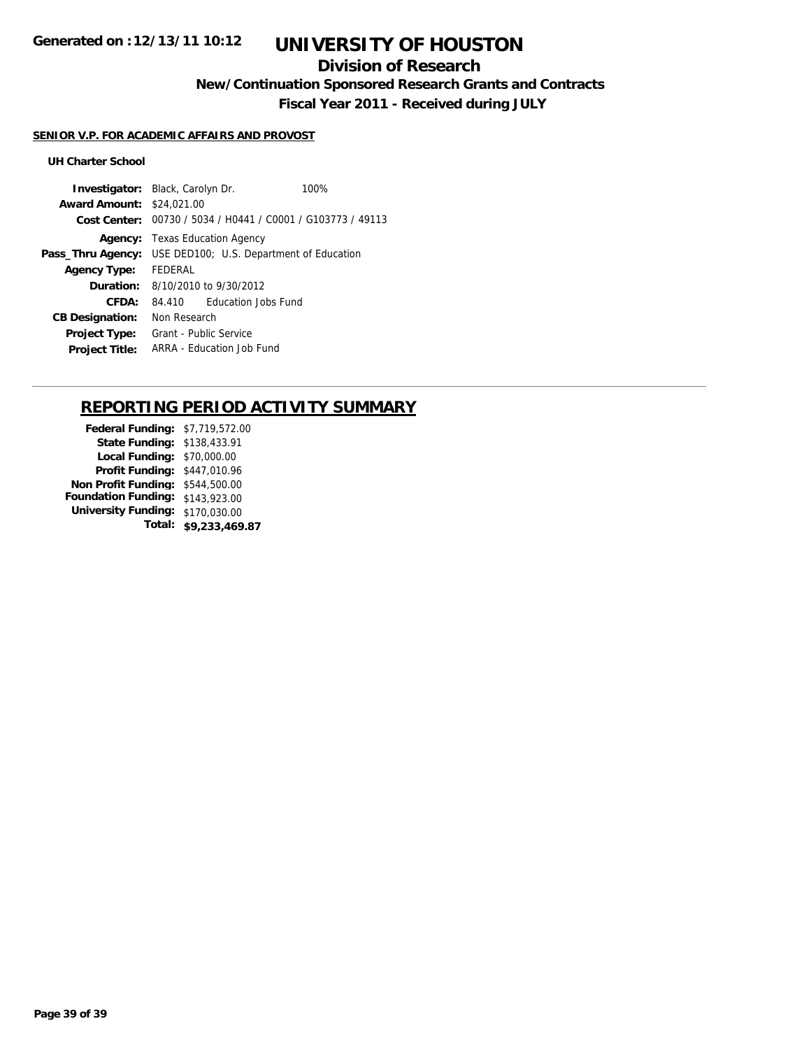**Generated on :12/13/11 10:12**

# UNIVERSITY OF HOUSTON

## Division of Research

### New/Continuation Sponsored Research Grants and Contracts

### Fiscal Year 2011 - Received during JULY

**SENIOR V.P. FOR ACADEMIC AFFAIRS AND PROVOST**

**UH Charter School**

| | |
|---|---|
| **Investigator:** | Black, Carolyn Dr. 100% |
| **Award Amount:** | $24,021.00 |
| **Cost Center:** | 00730 / 5034 / H0441 / C0001 / G103773 / 49113 |
| **Agency:** | Texas Education Agency |
| **Pass_Thru Agency:** | USE DED100; U.S. Department of Education |
| **Agency Type:** | FEDERAL |
| **Duration:** | 8/10/2010 to 9/30/2012 |
| **CFDA:** | 84.410 Education Jobs Fund |
| **CB Designation:** | Non Research |
| **Project Type:** | Grant - Public Service |
| **Project Title:** | ARRA - Education Job Fund |

---

## REPORTING PERIOD ACTIVITY SUMMARY

| | |
|---|---|
| **Federal Funding:** | $7,719,572.00 |
| **State Funding:** | $138,433.91 |
| **Local Funding:** | $70,000.00 |
| **Profit Funding:** | $447,010.96 |
| **Non Profit Funding:** | $544,500.00 |
| **Foundation Funding:** | $143,923.00 |
| **University Funding:** | $170,030.00 |
| **Total:** | **$9,233,469.87** |